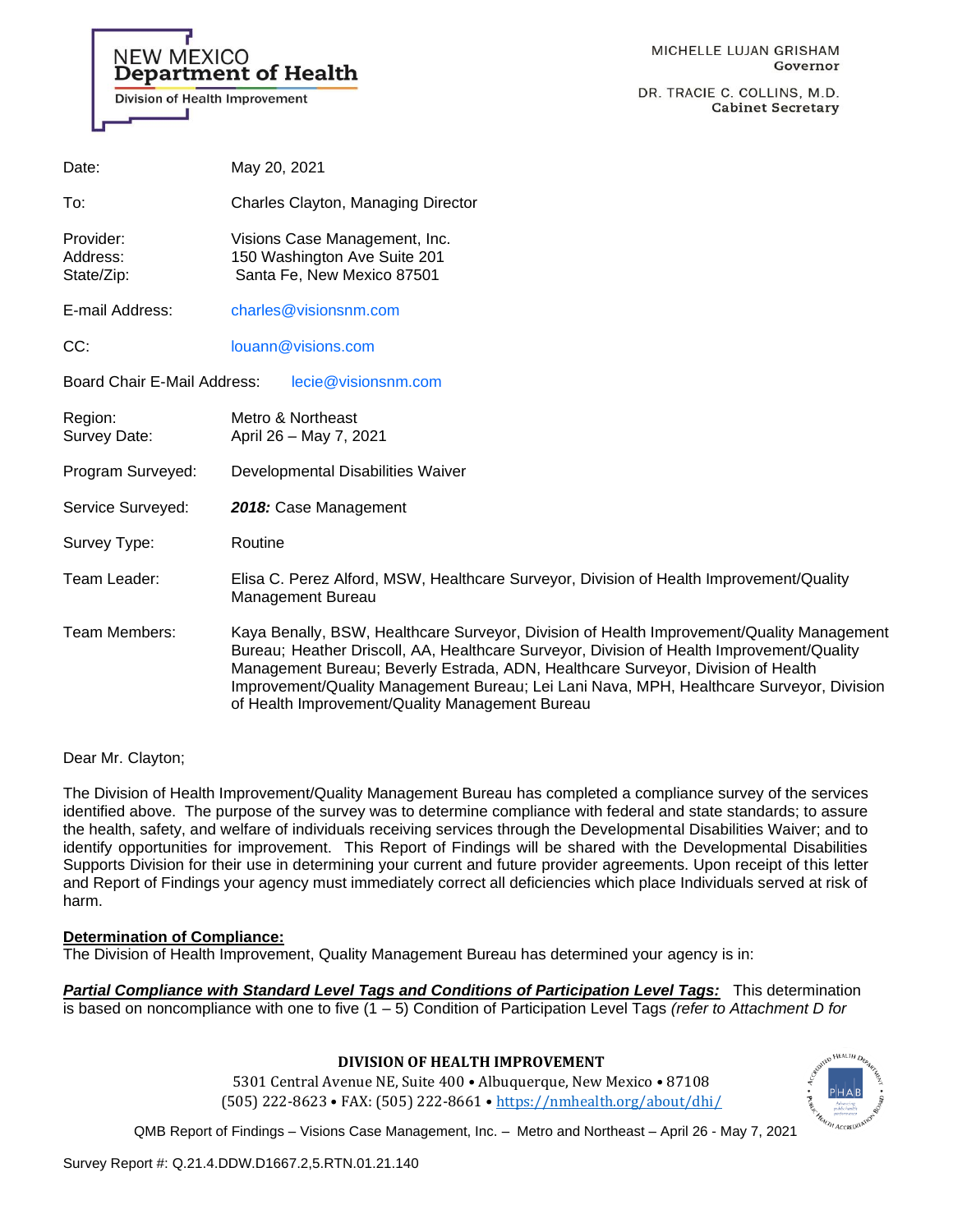NEW MEXICO
**Department of Health**
Division of Health Improvement

MICHELLE LUJAN GRISHAM
**Governor**

DR. TRACIE C. COLLINS, M.D.
**Cabinet Secretary**

Date: May 20, 2021

To: Charles Clayton, Managing Director

Provider: Visions Case Management, Inc.
Address: 150 Washington Ave Suite 201
State/Zip: Santa Fe, New Mexico 87501

E-mail Address: charles@visionsnm.com

CC: louann@visions.com

Board Chair E-Mail Address: lecie@visionsnm.com

Region: Metro & Northeast
Survey Date: April 26 – May 7, 2021

Program Surveyed: Developmental Disabilities Waiver

Service Surveyed: ***2018:*** Case Management

Survey Type: Routine

Team Leader: Elisa C. Perez Alford, MSW, Healthcare Surveyor, Division of Health Improvement/Quality Management Bureau

Team Members: Kaya Benally, BSW, Healthcare Surveyor, Division of Health Improvement/Quality Management Bureau; Heather Driscoll, AA, Healthcare Surveyor, Division of Health Improvement/Quality Management Bureau; Beverly Estrada, ADN, Healthcare Surveyor, Division of Health Improvement/Quality Management Bureau; Lei Lani Nava, MPH, Healthcare Surveyor, Division of Health Improvement/Quality Management Bureau

Dear Mr. Clayton;

The Division of Health Improvement/Quality Management Bureau has completed a compliance survey of the services identified above. The purpose of the survey was to determine compliance with federal and state standards; to assure the health, safety, and welfare of individuals receiving services through the Developmental Disabilities Waiver; and to identify opportunities for improvement. This Report of Findings will be shared with the Developmental Disabilities Supports Division for their use in determining your current and future provider agreements. Upon receipt of this letter and Report of Findings your agency must immediately correct all deficiencies which place Individuals served at risk of harm.

**Determination of Compliance:**

The Division of Health Improvement, Quality Management Bureau has determined your agency is in:

***Partial Compliance with Standard Level Tags and Conditions of Participation Level Tags:*** This determination is based on noncompliance with one to five (1 – 5) Condition of Participation Level Tags *(refer to Attachment D for*

**DIVISION OF HEALTH IMPROVEMENT**
5301 Central Avenue NE, Suite 400 • Albuquerque, New Mexico • 87108
(505) 222-8623 • FAX: (505) 222-8661 • https://nmhealth.org/about/dhi/

QMB Report of Findings – Visions Case Management, Inc. – Metro and Northeast – April 26 - May 7, 2021

Survey Report #: Q.21.4.DDW.D1667.2,5.RTN.01.21.140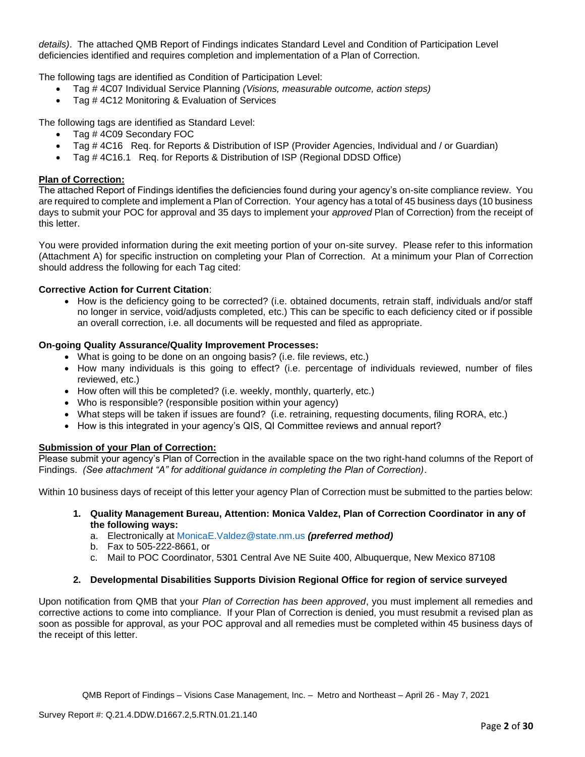*details)*. The attached QMB Report of Findings indicates Standard Level and Condition of Participation Level deficiencies identified and requires completion and implementation of a Plan of Correction.

The following tags are identified as Condition of Participation Level:

- Tag # 4C07 Individual Service Planning *(Visions, measurable outcome, action steps)*
- Tag # 4C12 Monitoring & Evaluation of Services

The following tags are identified as Standard Level:

- Tag # 4C09 Secondary FOC
- Tag # 4C16 Req. for Reports & Distribution of ISP (Provider Agencies, Individual and / or Guardian)
- Tag # 4C16.1 Req. for Reports & Distribution of ISP (Regional DDSD Office)

**Plan of Correction:**

The attached Report of Findings identifies the deficiencies found during your agency's on-site compliance review. You are required to complete and implement a Plan of Correction. Your agency has a total of 45 business days (10 business days to submit your POC for approval and 35 days to implement your *approved* Plan of Correction) from the receipt of this letter.

You were provided information during the exit meeting portion of your on-site survey. Please refer to this information (Attachment A) for specific instruction on completing your Plan of Correction. At a minimum your Plan of Correction should address the following for each Tag cited:

**Corrective Action for Current Citation**:

- How is the deficiency going to be corrected? (i.e. obtained documents, retrain staff, individuals and/or staff no longer in service, void/adjusts completed, etc.) This can be specific to each deficiency cited or if possible an overall correction, i.e. all documents will be requested and filed as appropriate.

**On-going Quality Assurance/Quality Improvement Processes:**

- What is going to be done on an ongoing basis? (i.e. file reviews, etc.)
- How many individuals is this going to effect? (i.e. percentage of individuals reviewed, number of files reviewed, etc.)
- How often will this be completed? (i.e. weekly, monthly, quarterly, etc.)
- Who is responsible? (responsible position within your agency)
- What steps will be taken if issues are found? (i.e. retraining, requesting documents, filing RORA, etc.)
- How is this integrated in your agency's QIS, QI Committee reviews and annual report?

**Submission of your Plan of Correction:**

Please submit your agency's Plan of Correction in the available space on the two right-hand columns of the Report of Findings. *(See attachment "A" for additional guidance in completing the Plan of Correction)*.

Within 10 business days of receipt of this letter your agency Plan of Correction must be submitted to the parties below:

1. **Quality Management Bureau, Attention: Monica Valdez, Plan of Correction Coordinator in any of the following ways:**
   a. Electronically at MonicaE.Valdez@state.nm.us ***(preferred method)***
   b. Fax to 505-222-8661, or
   c. Mail to POC Coordinator, 5301 Central Ave NE Suite 400, Albuquerque, New Mexico 87108

2. **Developmental Disabilities Supports Division Regional Office for region of service surveyed**

Upon notification from QMB that your *Plan of Correction has been approved*, you must implement all remedies and corrective actions to come into compliance. If your Plan of Correction is denied, you must resubmit a revised plan as soon as possible for approval, as your POC approval and all remedies must be completed within 45 business days of the receipt of this letter.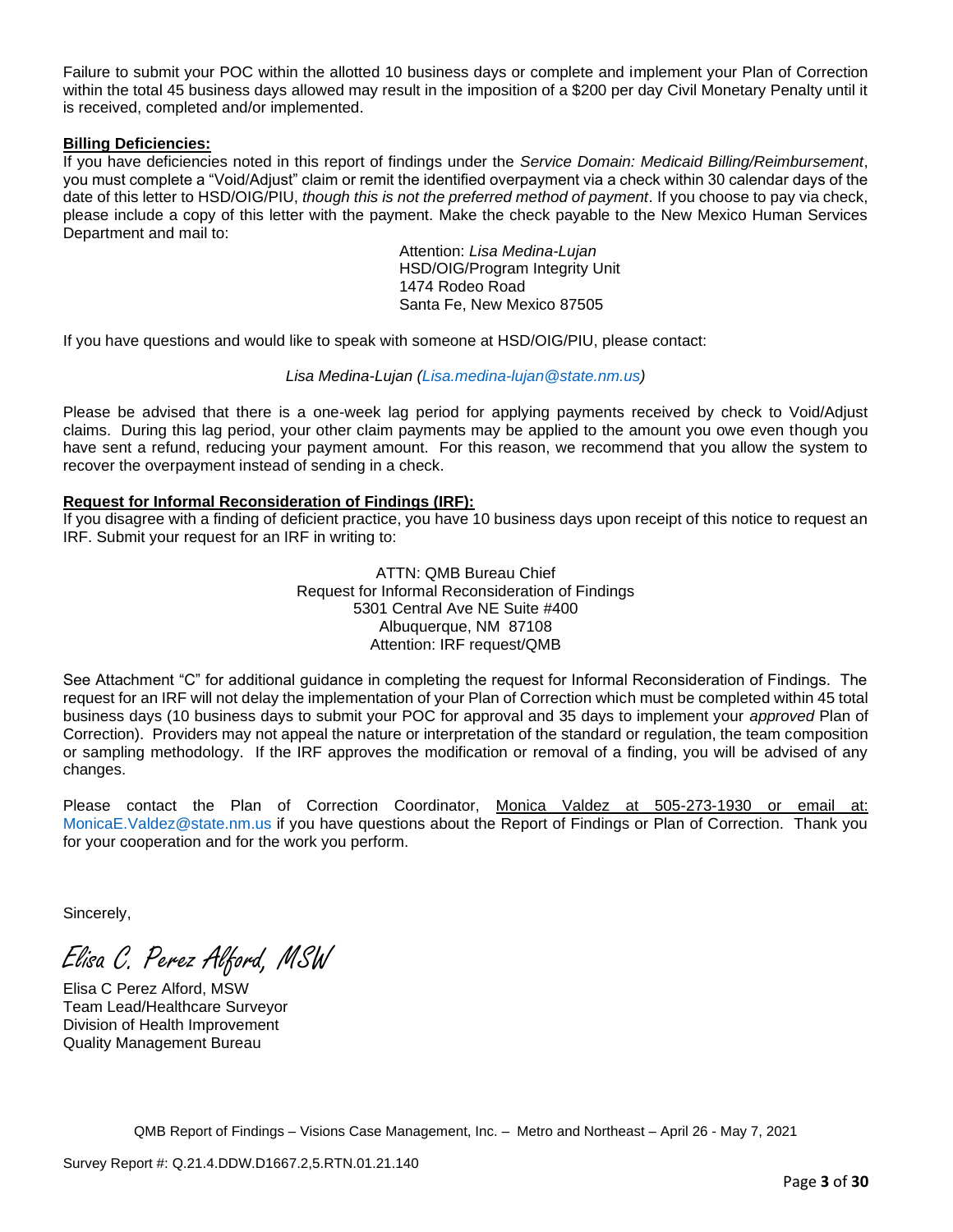Failure to submit your POC within the allotted 10 business days or complete and implement your Plan of Correction within the total 45 business days allowed may result in the imposition of a $200 per day Civil Monetary Penalty until it is received, completed and/or implemented.

**Billing Deficiencies:**

If you have deficiencies noted in this report of findings under the *Service Domain: Medicaid Billing/Reimbursement*, you must complete a "Void/Adjust" claim or remit the identified overpayment via a check within 30 calendar days of the date of this letter to HSD/OIG/PIU, *though this is not the preferred method of payment*. If you choose to pay via check, please include a copy of this letter with the payment. Make the check payable to the New Mexico Human Services Department and mail to:

Attention: *Lisa Medina-Lujan*
HSD/OIG/Program Integrity Unit
1474 Rodeo Road
Santa Fe, New Mexico 87505

If you have questions and would like to speak with someone at HSD/OIG/PIU, please contact:

*Lisa Medina-Lujan (Lisa.medina-lujan@state.nm.us)*

Please be advised that there is a one-week lag period for applying payments received by check to Void/Adjust claims. During this lag period, your other claim payments may be applied to the amount you owe even though you have sent a refund, reducing your payment amount. For this reason, we recommend that you allow the system to recover the overpayment instead of sending in a check.

**Request for Informal Reconsideration of Findings (IRF):**

If you disagree with a finding of deficient practice, you have 10 business days upon receipt of this notice to request an IRF. Submit your request for an IRF in writing to:

ATTN: QMB Bureau Chief
Request for Informal Reconsideration of Findings
5301 Central Ave NE Suite #400
Albuquerque, NM 87108
Attention: IRF request/QMB

See Attachment "C" for additional guidance in completing the request for Informal Reconsideration of Findings. The request for an IRF will not delay the implementation of your Plan of Correction which must be completed within 45 total business days (10 business days to submit your POC for approval and 35 days to implement your *approved* Plan of Correction). Providers may not appeal the nature or interpretation of the standard or regulation, the team composition or sampling methodology. If the IRF approves the modification or removal of a finding, you will be advised of any changes.

Please contact the Plan of Correction Coordinator, Monica Valdez at 505-273-1930 or email at: MonicaE.Valdez@state.nm.us if you have questions about the Report of Findings or Plan of Correction. Thank you for your cooperation and for the work you perform.

Sincerely,

*Elisa C. Perez Alford, MSW*

Elisa C Perez Alford, MSW
Team Lead/Healthcare Surveyor
Division of Health Improvement
Quality Management Bureau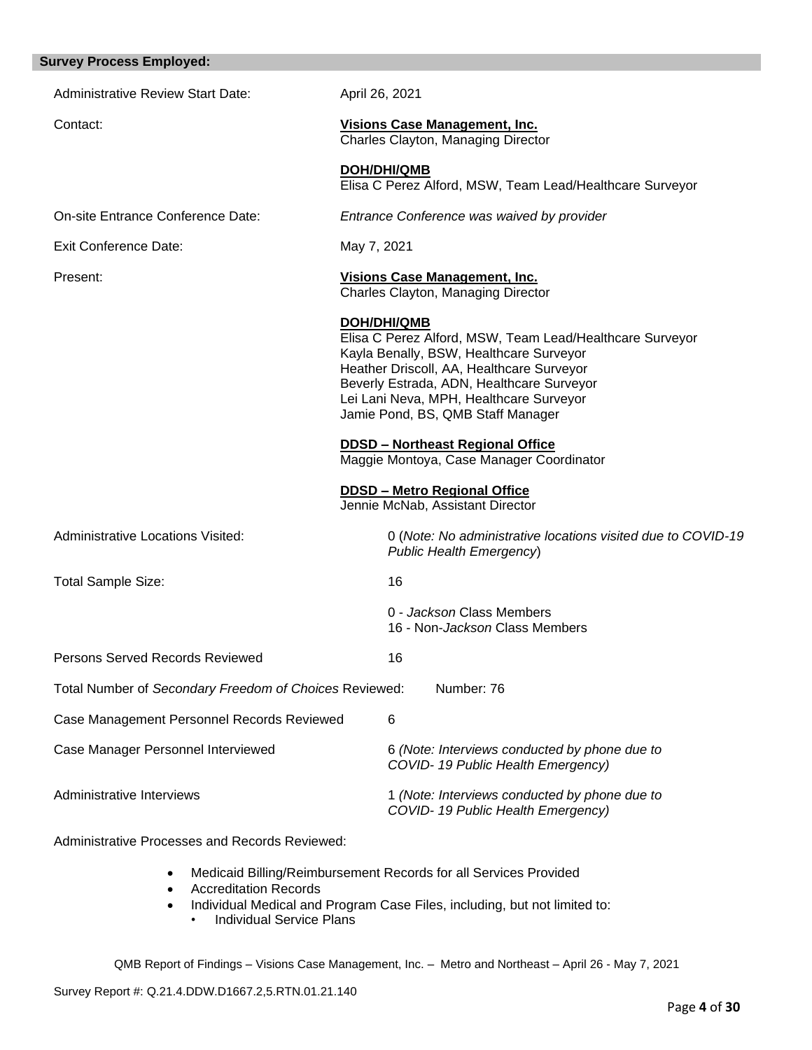**Survey Process Employed:**

Administrative Review Start Date: April 26, 2021

Contact: **Visions Case Management, Inc.**
Charles Clayton, Managing Director

**DOH/DHI/QMB**
Elisa C Perez Alford, MSW, Team Lead/Healthcare Surveyor

On-site Entrance Conference Date: *Entrance Conference was waived by provider*

Exit Conference Date: May 7, 2021

Present: **Visions Case Management, Inc.**
Charles Clayton, Managing Director

**DOH/DHI/QMB**
Elisa C Perez Alford, MSW, Team Lead/Healthcare Surveyor
Kayla Benally, BSW, Healthcare Surveyor
Heather Driscoll, AA, Healthcare Surveyor
Beverly Estrada, ADN, Healthcare Surveyor
Lei Lani Neva, MPH, Healthcare Surveyor
Jamie Pond, BS, QMB Staff Manager

**DDSD – Northeast Regional Office**
Maggie Montoya, Case Manager Coordinator

**DDSD – Metro Regional Office**
Jennie McNab, Assistant Director

Administrative Locations Visited: 0 (*Note: No administrative locations visited due to COVID-19 Public Health Emergency*)

Total Sample Size: 16

0 - *Jackson* Class Members
16 - Non-*Jackson* Class Members

Persons Served Records Reviewed 16

Total Number of *Secondary Freedom of Choices* Reviewed: Number: 76

Case Management Personnel Records Reviewed 6

Case Manager Personnel Interviewed 6 *(Note: Interviews conducted by phone due to COVID- 19 Public Health Emergency)*

Administrative Interviews 1 *(Note: Interviews conducted by phone due to COVID- 19 Public Health Emergency)*

Administrative Processes and Records Reviewed:

- Medicaid Billing/Reimbursement Records for all Services Provided
- Accreditation Records
- Individual Medical and Program Case Files, including, but not limited to:
  - Individual Service Plans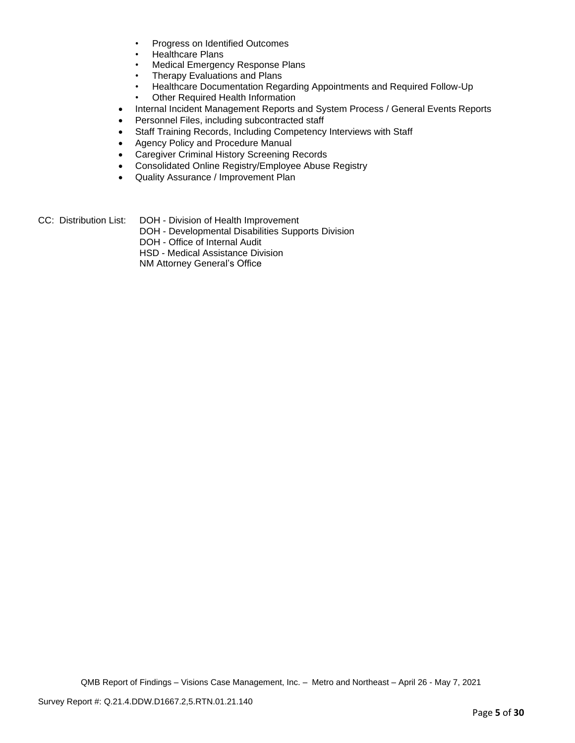- Progress on Identified Outcomes
    - Healthcare Plans
    - Medical Emergency Response Plans
    - Therapy Evaluations and Plans
    - Healthcare Documentation Regarding Appointments and Required Follow-Up
    - Other Required Health Information
- Internal Incident Management Reports and System Process / General Events Reports
- Personnel Files, including subcontracted staff
- Staff Training Records, Including Competency Interviews with Staff
- Agency Policy and Procedure Manual
- Caregiver Criminal History Screening Records
- Consolidated Online Registry/Employee Abuse Registry
- Quality Assurance / Improvement Plan

CC: Distribution List:
DOH - Division of Health Improvement
DOH - Developmental Disabilities Supports Division
DOH - Office of Internal Audit
HSD - Medical Assistance Division
NM Attorney General's Office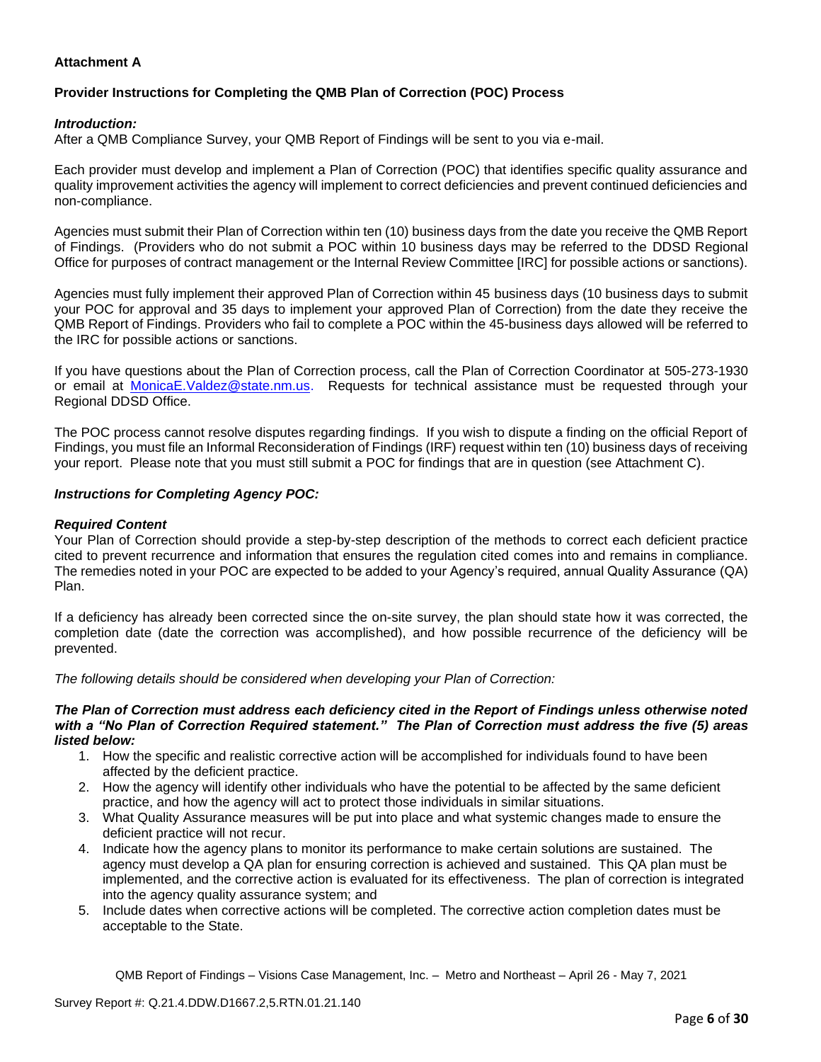**Attachment A**

**Provider Instructions for Completing the QMB Plan of Correction (POC) Process**

***Introduction:***

After a QMB Compliance Survey, your QMB Report of Findings will be sent to you via e-mail.

Each provider must develop and implement a Plan of Correction (POC) that identifies specific quality assurance and quality improvement activities the agency will implement to correct deficiencies and prevent continued deficiencies and non-compliance.

Agencies must submit their Plan of Correction within ten (10) business days from the date you receive the QMB Report of Findings. (Providers who do not submit a POC within 10 business days may be referred to the DDSD Regional Office for purposes of contract management or the Internal Review Committee [IRC] for possible actions or sanctions).

Agencies must fully implement their approved Plan of Correction within 45 business days (10 business days to submit your POC for approval and 35 days to implement your approved Plan of Correction) from the date they receive the QMB Report of Findings. Providers who fail to complete a POC within the 45-business days allowed will be referred to the IRC for possible actions or sanctions.

If you have questions about the Plan of Correction process, call the Plan of Correction Coordinator at 505-273-1930 or email at MonicaE.Valdez@state.nm.us. Requests for technical assistance must be requested through your Regional DDSD Office.

The POC process cannot resolve disputes regarding findings. If you wish to dispute a finding on the official Report of Findings, you must file an Informal Reconsideration of Findings (IRF) request within ten (10) business days of receiving your report. Please note that you must still submit a POC for findings that are in question (see Attachment C).

***Instructions for Completing Agency POC:***

***Required Content***

Your Plan of Correction should provide a step-by-step description of the methods to correct each deficient practice cited to prevent recurrence and information that ensures the regulation cited comes into and remains in compliance. The remedies noted in your POC are expected to be added to your Agency's required, annual Quality Assurance (QA) Plan.

If a deficiency has already been corrected since the on-site survey, the plan should state how it was corrected, the completion date (date the correction was accomplished), and how possible recurrence of the deficiency will be prevented.

*The following details should be considered when developing your Plan of Correction:*

***The Plan of Correction must address each deficiency cited in the Report of Findings unless otherwise noted with a "No Plan of Correction Required statement." The Plan of Correction must address the five (5) areas listed below:***

1. How the specific and realistic corrective action will be accomplished for individuals found to have been affected by the deficient practice.
2. How the agency will identify other individuals who have the potential to be affected by the same deficient practice, and how the agency will act to protect those individuals in similar situations.
3. What Quality Assurance measures will be put into place and what systemic changes made to ensure the deficient practice will not recur.
4. Indicate how the agency plans to monitor its performance to make certain solutions are sustained. The agency must develop a QA plan for ensuring correction is achieved and sustained. This QA plan must be implemented, and the corrective action is evaluated for its effectiveness. The plan of correction is integrated into the agency quality assurance system; and
5. Include dates when corrective actions will be completed. The corrective action completion dates must be acceptable to the State.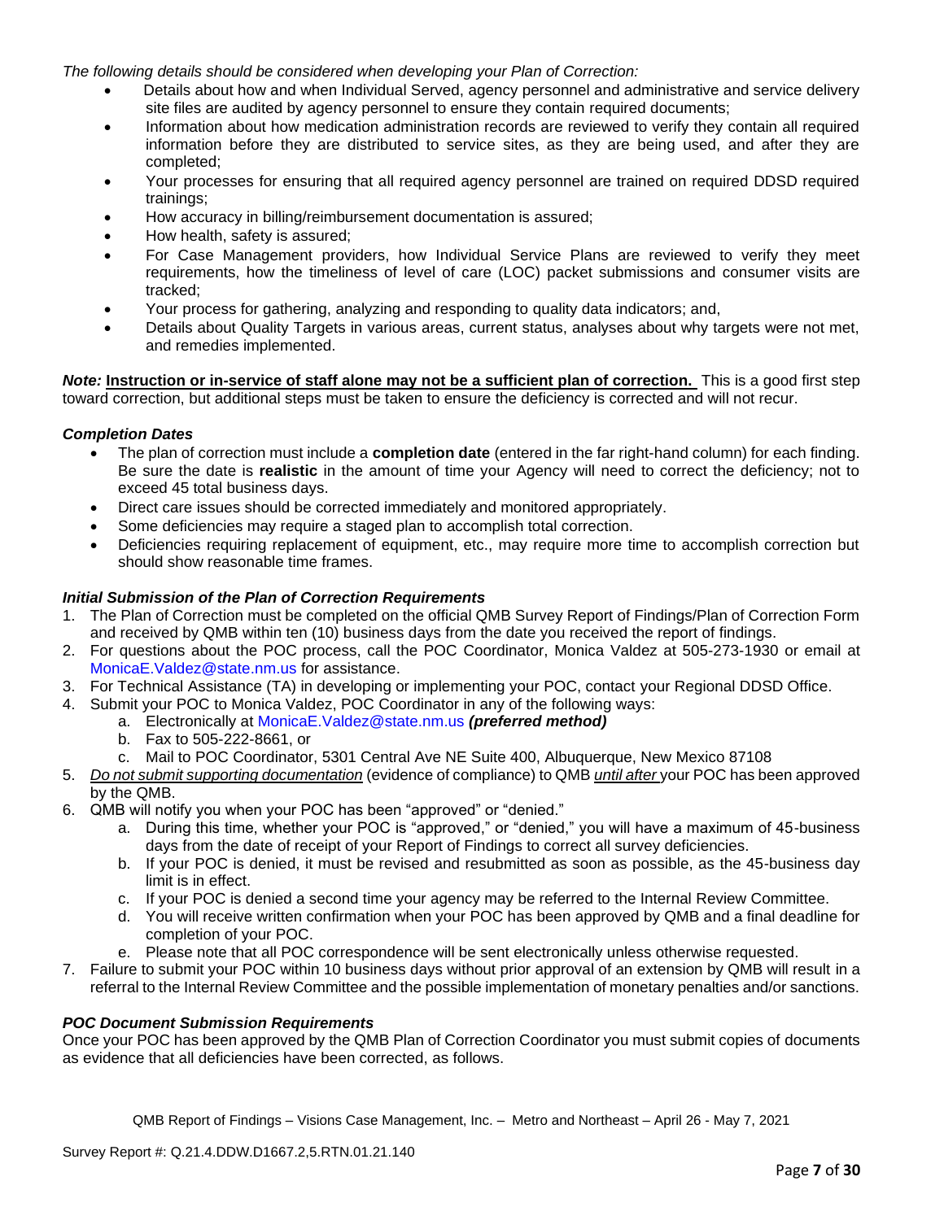*The following details should be considered when developing your Plan of Correction:*

- Details about how and when Individual Served, agency personnel and administrative and service delivery site files are audited by agency personnel to ensure they contain required documents;
- Information about how medication administration records are reviewed to verify they contain all required information before they are distributed to service sites, as they are being used, and after they are completed;
- Your processes for ensuring that all required agency personnel are trained on required DDSD required trainings;
- How accuracy in billing/reimbursement documentation is assured;
- How health, safety is assured;
- For Case Management providers, how Individual Service Plans are reviewed to verify they meet requirements, how the timeliness of level of care (LOC) packet submissions and consumer visits are tracked;
- Your process for gathering, analyzing and responding to quality data indicators; and,
- Details about Quality Targets in various areas, current status, analyses about why targets were not met, and remedies implemented.

***Note:*** **Instruction or in-service of staff alone may not be a sufficient plan of correction.** This is a good first step toward correction, but additional steps must be taken to ensure the deficiency is corrected and will not recur.

### *Completion Dates*

- The plan of correction must include a **completion date** (entered in the far right-hand column) for each finding. Be sure the date is **realistic** in the amount of time your Agency will need to correct the deficiency; not to exceed 45 total business days.
- Direct care issues should be corrected immediately and monitored appropriately.
- Some deficiencies may require a staged plan to accomplish total correction.
- Deficiencies requiring replacement of equipment, etc., may require more time to accomplish correction but should show reasonable time frames.

### *Initial Submission of the Plan of Correction Requirements*

1. The Plan of Correction must be completed on the official QMB Survey Report of Findings/Plan of Correction Form and received by QMB within ten (10) business days from the date you received the report of findings.
2. For questions about the POC process, call the POC Coordinator, Monica Valdez at 505-273-1930 or email at MonicaE.Valdez@state.nm.us for assistance.
3. For Technical Assistance (TA) in developing or implementing your POC, contact your Regional DDSD Office.
4. Submit your POC to Monica Valdez, POC Coordinator in any of the following ways:
   a. Electronically at MonicaE.Valdez@state.nm.us ***(preferred method)***
   b. Fax to 505-222-8661, or
   c. Mail to POC Coordinator, 5301 Central Ave NE Suite 400, Albuquerque, New Mexico 87108
5. *Do not submit supporting documentation* (evidence of compliance) to QMB *until after* your POC has been approved by the QMB.
6. QMB will notify you when your POC has been "approved" or "denied."
   a. During this time, whether your POC is "approved," or "denied," you will have a maximum of 45-business days from the date of receipt of your Report of Findings to correct all survey deficiencies.
   b. If your POC is denied, it must be revised and resubmitted as soon as possible, as the 45-business day limit is in effect.
   c. If your POC is denied a second time your agency may be referred to the Internal Review Committee.
   d. You will receive written confirmation when your POC has been approved by QMB and a final deadline for completion of your POC.
   e. Please note that all POC correspondence will be sent electronically unless otherwise requested.
7. Failure to submit your POC within 10 business days without prior approval of an extension by QMB will result in a referral to the Internal Review Committee and the possible implementation of monetary penalties and/or sanctions.

### *POC Document Submission Requirements*

Once your POC has been approved by the QMB Plan of Correction Coordinator you must submit copies of documents as evidence that all deficiencies have been corrected, as follows.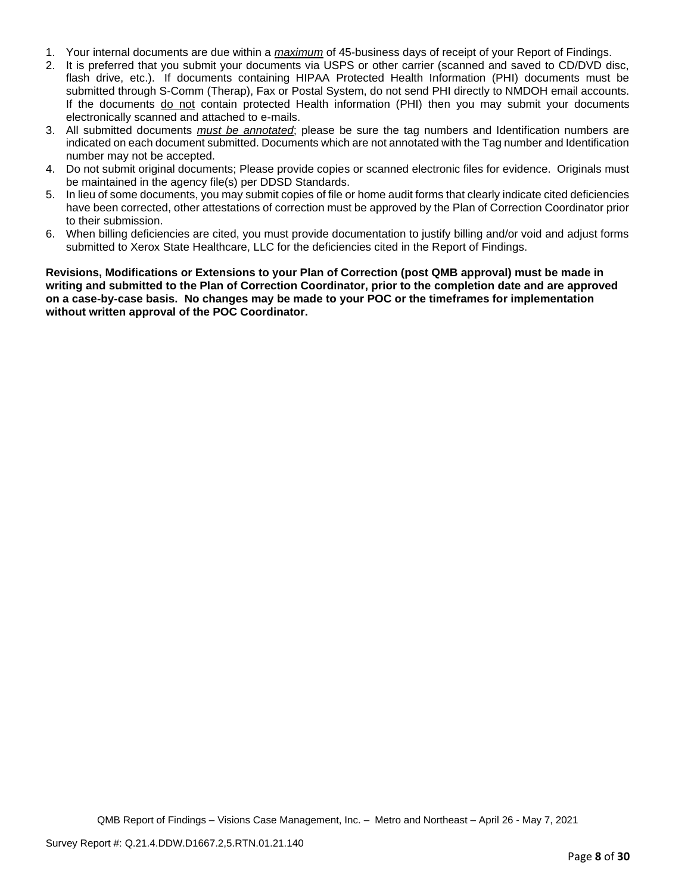1. Your internal documents are due within a *maximum* of 45-business days of receipt of your Report of Findings.
2. It is preferred that you submit your documents via USPS or other carrier (scanned and saved to CD/DVD disc, flash drive, etc.). If documents containing HIPAA Protected Health Information (PHI) documents must be submitted through S-Comm (Therap), Fax or Postal System, do not send PHI directly to NMDOH email accounts. If the documents do not contain protected Health information (PHI) then you may submit your documents electronically scanned and attached to e-mails.
3. All submitted documents *must be annotated*; please be sure the tag numbers and Identification numbers are indicated on each document submitted. Documents which are not annotated with the Tag number and Identification number may not be accepted.
4. Do not submit original documents; Please provide copies or scanned electronic files for evidence. Originals must be maintained in the agency file(s) per DDSD Standards.
5. In lieu of some documents, you may submit copies of file or home audit forms that clearly indicate cited deficiencies have been corrected, other attestations of correction must be approved by the Plan of Correction Coordinator prior to their submission.
6. When billing deficiencies are cited, you must provide documentation to justify billing and/or void and adjust forms submitted to Xerox State Healthcare, LLC for the deficiencies cited in the Report of Findings.

**Revisions, Modifications or Extensions to your Plan of Correction (post QMB approval) must be made in writing and submitted to the Plan of Correction Coordinator, prior to the completion date and are approved on a case-by-case basis. No changes may be made to your POC or the timeframes for implementation without written approval of the POC Coordinator.**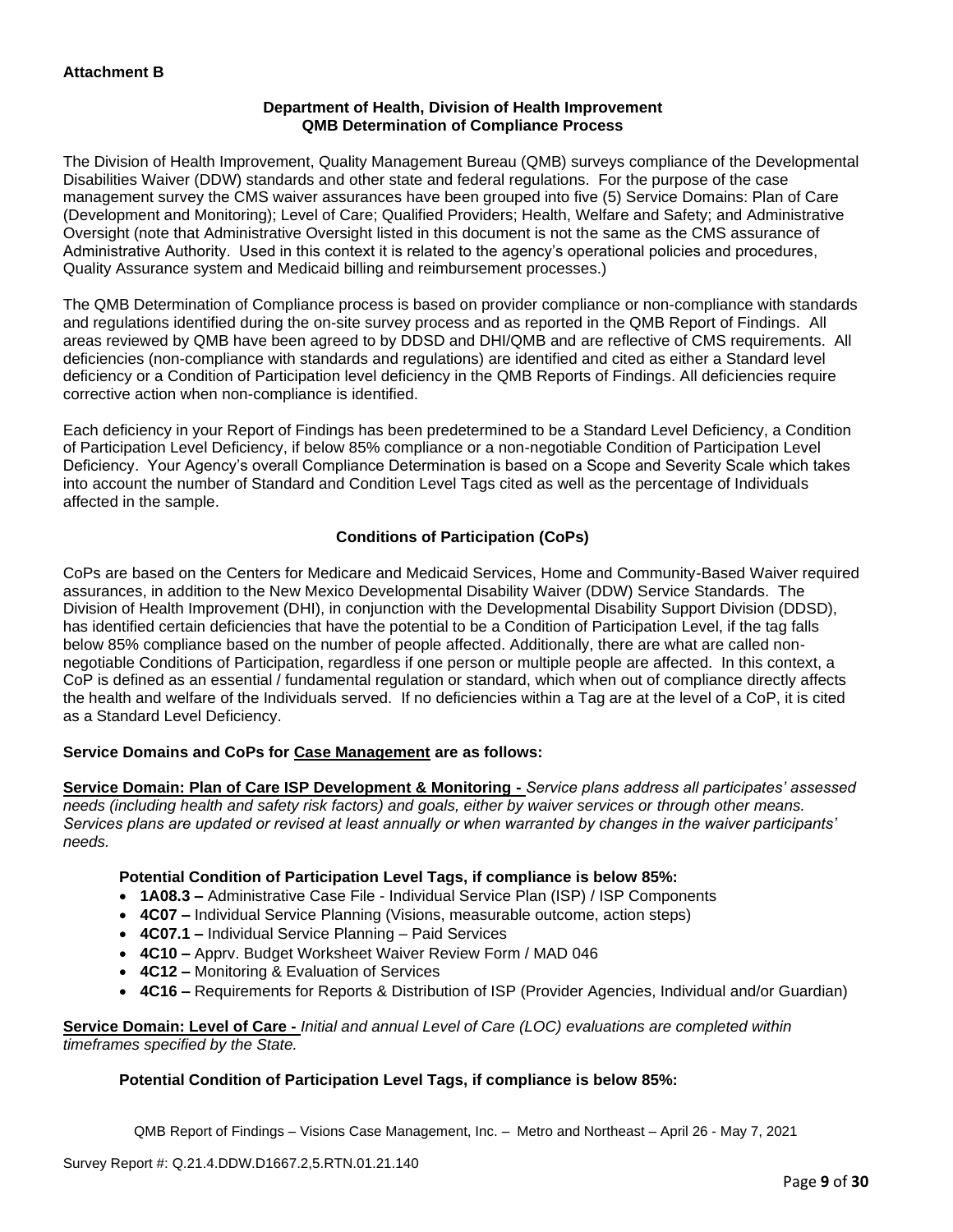**Attachment B**

**Department of Health, Division of Health Improvement**
**QMB Determination of Compliance Process**

The Division of Health Improvement, Quality Management Bureau (QMB) surveys compliance of the Developmental Disabilities Waiver (DDW) standards and other state and federal regulations. For the purpose of the case management survey the CMS waiver assurances have been grouped into five (5) Service Domains: Plan of Care (Development and Monitoring); Level of Care; Qualified Providers; Health, Welfare and Safety; and Administrative Oversight (note that Administrative Oversight listed in this document is not the same as the CMS assurance of Administrative Authority. Used in this context it is related to the agency's operational policies and procedures, Quality Assurance system and Medicaid billing and reimbursement processes.)

The QMB Determination of Compliance process is based on provider compliance or non-compliance with standards and regulations identified during the on-site survey process and as reported in the QMB Report of Findings. All areas reviewed by QMB have been agreed to by DDSD and DHI/QMB and are reflective of CMS requirements. All deficiencies (non-compliance with standards and regulations) are identified and cited as either a Standard level deficiency or a Condition of Participation level deficiency in the QMB Reports of Findings. All deficiencies require corrective action when non-compliance is identified.

Each deficiency in your Report of Findings has been predetermined to be a Standard Level Deficiency, a Condition of Participation Level Deficiency, if below 85% compliance or a non-negotiable Condition of Participation Level Deficiency. Your Agency's overall Compliance Determination is based on a Scope and Severity Scale which takes into account the number of Standard and Condition Level Tags cited as well as the percentage of Individuals affected in the sample.

**Conditions of Participation (CoPs)**

CoPs are based on the Centers for Medicare and Medicaid Services, Home and Community-Based Waiver required assurances, in addition to the New Mexico Developmental Disability Waiver (DDW) Service Standards. The Division of Health Improvement (DHI), in conjunction with the Developmental Disability Support Division (DDSD), has identified certain deficiencies that have the potential to be a Condition of Participation Level, if the tag falls below 85% compliance based on the number of people affected. Additionally, there are what are called non-negotiable Conditions of Participation, regardless if one person or multiple people are affected. In this context, a CoP is defined as an essential / fundamental regulation or standard, which when out of compliance directly affects the health and welfare of the Individuals served. If no deficiencies within a Tag are at the level of a CoP, it is cited as a Standard Level Deficiency.

**Service Domains and CoPs for Case Management are as follows:**

**Service Domain: Plan of Care ISP Development & Monitoring -** *Service plans address all participates' assessed needs (including health and safety risk factors) and goals, either by waiver services or through other means. Services plans are updated or revised at least annually or when warranted by changes in the waiver participants' needs.*

**Potential Condition of Participation Level Tags, if compliance is below 85%:**

- **1A08.3 –** Administrative Case File - Individual Service Plan (ISP) / ISP Components
- **4C07 –** Individual Service Planning (Visions, measurable outcome, action steps)
- **4C07.1 –** Individual Service Planning – Paid Services
- **4C10 –** Apprv. Budget Worksheet Waiver Review Form / MAD 046
- **4C12 –** Monitoring & Evaluation of Services
- **4C16 –** Requirements for Reports & Distribution of ISP (Provider Agencies, Individual and/or Guardian)

**Service Domain: Level of Care -** *Initial and annual Level of Care (LOC) evaluations are completed within timeframes specified by the State.*

**Potential Condition of Participation Level Tags, if compliance is below 85%:**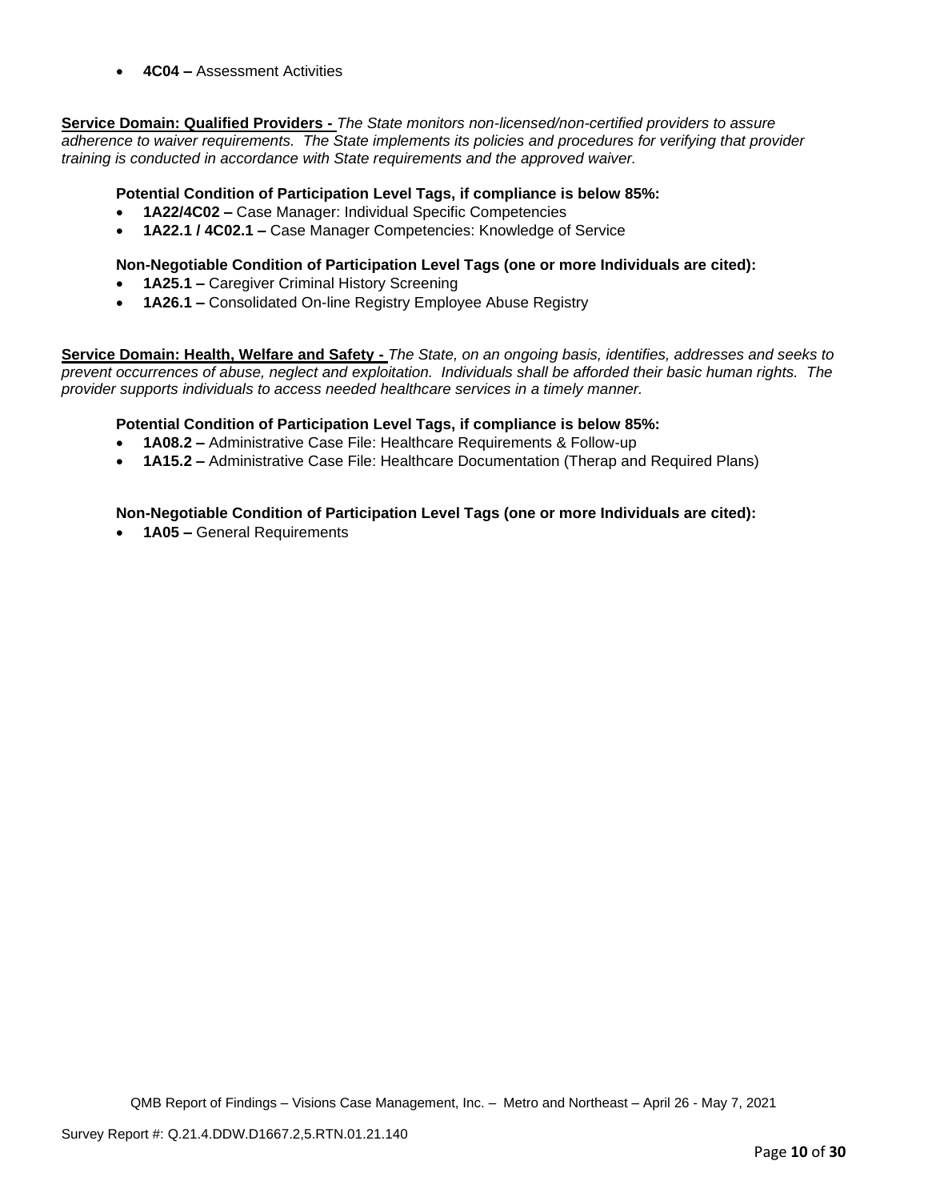- **4C04 –** Assessment Activities

**Service Domain: Qualified Providers -** *The State monitors non-licensed/non-certified providers to assure adherence to waiver requirements. The State implements its policies and procedures for verifying that provider training is conducted in accordance with State requirements and the approved waiver.*

**Potential Condition of Participation Level Tags, if compliance is below 85%:**

- **1A22/4C02 –** Case Manager: Individual Specific Competencies
- **1A22.1 / 4C02.1 –** Case Manager Competencies: Knowledge of Service

**Non-Negotiable Condition of Participation Level Tags (one or more Individuals are cited):**

- **1A25.1 –** Caregiver Criminal History Screening
- **1A26.1 –** Consolidated On-line Registry Employee Abuse Registry

**Service Domain: Health, Welfare and Safety -** *The State, on an ongoing basis, identifies, addresses and seeks to prevent occurrences of abuse, neglect and exploitation. Individuals shall be afforded their basic human rights. The provider supports individuals to access needed healthcare services in a timely manner.*

**Potential Condition of Participation Level Tags, if compliance is below 85%:**

- **1A08.2 –** Administrative Case File: Healthcare Requirements & Follow-up
- **1A15.2 –** Administrative Case File: Healthcare Documentation (Therap and Required Plans)

**Non-Negotiable Condition of Participation Level Tags (one or more Individuals are cited):**

- **1A05 –** General Requirements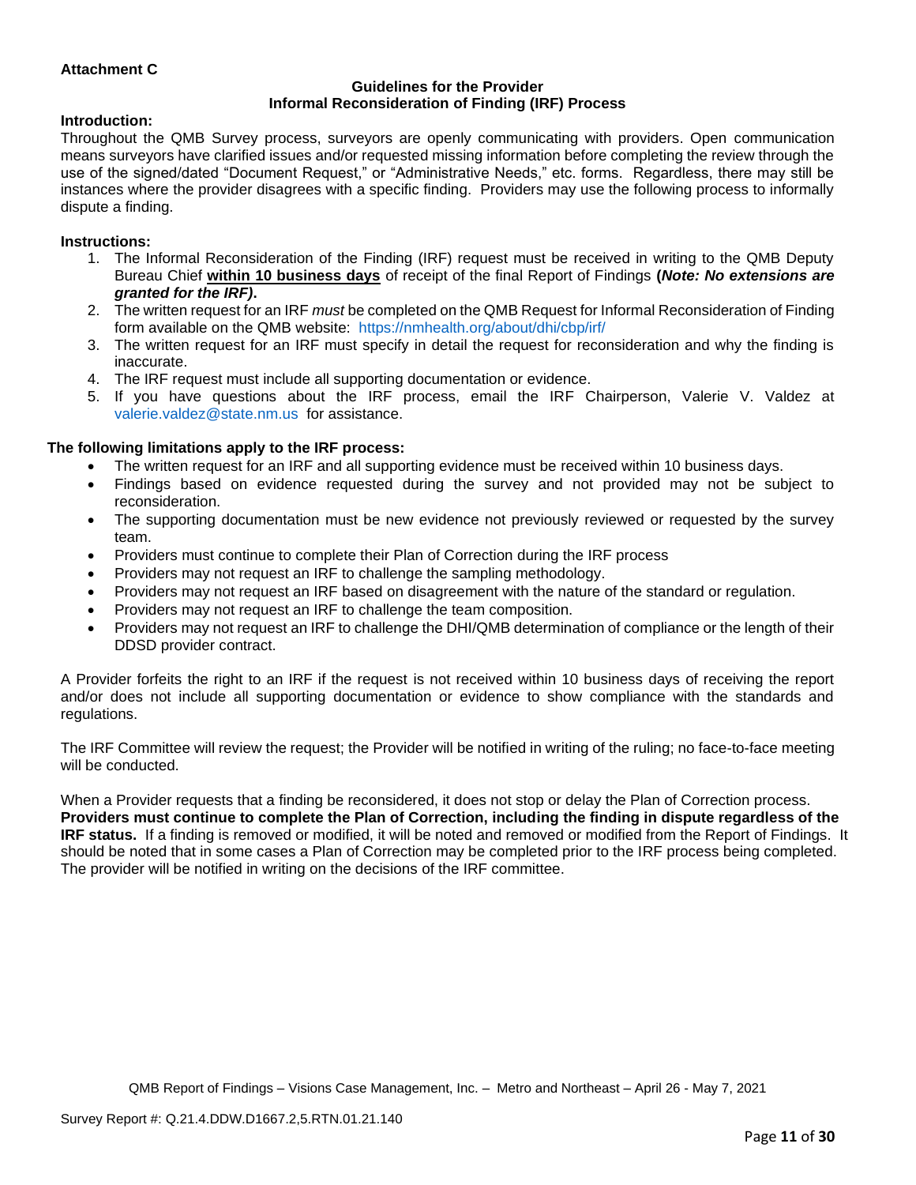**Attachment C**

**Guidelines for the Provider**
**Informal Reconsideration of Finding (IRF) Process**

**Introduction:**

Throughout the QMB Survey process, surveyors are openly communicating with providers. Open communication means surveyors have clarified issues and/or requested missing information before completing the review through the use of the signed/dated "Document Request," or "Administrative Needs," etc. forms. Regardless, there may still be instances where the provider disagrees with a specific finding. Providers may use the following process to informally dispute a finding.

**Instructions:**

1. The Informal Reconsideration of the Finding (IRF) request must be received in writing to the QMB Deputy Bureau Chief **within 10 business days** of receipt of the final Report of Findings **(*Note: No extensions are granted for the IRF)*.**
2. The written request for an IRF *must* be completed on the QMB Request for Informal Reconsideration of Finding form available on the QMB website: https://nmhealth.org/about/dhi/cbp/irf/
3. The written request for an IRF must specify in detail the request for reconsideration and why the finding is inaccurate.
4. The IRF request must include all supporting documentation or evidence.
5. If you have questions about the IRF process, email the IRF Chairperson, Valerie V. Valdez at valerie.valdez@state.nm.us for assistance.

**The following limitations apply to the IRF process:**

- The written request for an IRF and all supporting evidence must be received within 10 business days.
- Findings based on evidence requested during the survey and not provided may not be subject to reconsideration.
- The supporting documentation must be new evidence not previously reviewed or requested by the survey team.
- Providers must continue to complete their Plan of Correction during the IRF process
- Providers may not request an IRF to challenge the sampling methodology.
- Providers may not request an IRF based on disagreement with the nature of the standard or regulation.
- Providers may not request an IRF to challenge the team composition.
- Providers may not request an IRF to challenge the DHI/QMB determination of compliance or the length of their DDSD provider contract.

A Provider forfeits the right to an IRF if the request is not received within 10 business days of receiving the report and/or does not include all supporting documentation or evidence to show compliance with the standards and regulations.

The IRF Committee will review the request; the Provider will be notified in writing of the ruling; no face-to-face meeting will be conducted.

When a Provider requests that a finding be reconsidered, it does not stop or delay the Plan of Correction process. **Providers must continue to complete the Plan of Correction, including the finding in dispute regardless of the IRF status.** If a finding is removed or modified, it will be noted and removed or modified from the Report of Findings. It should be noted that in some cases a Plan of Correction may be completed prior to the IRF process being completed. The provider will be notified in writing on the decisions of the IRF committee.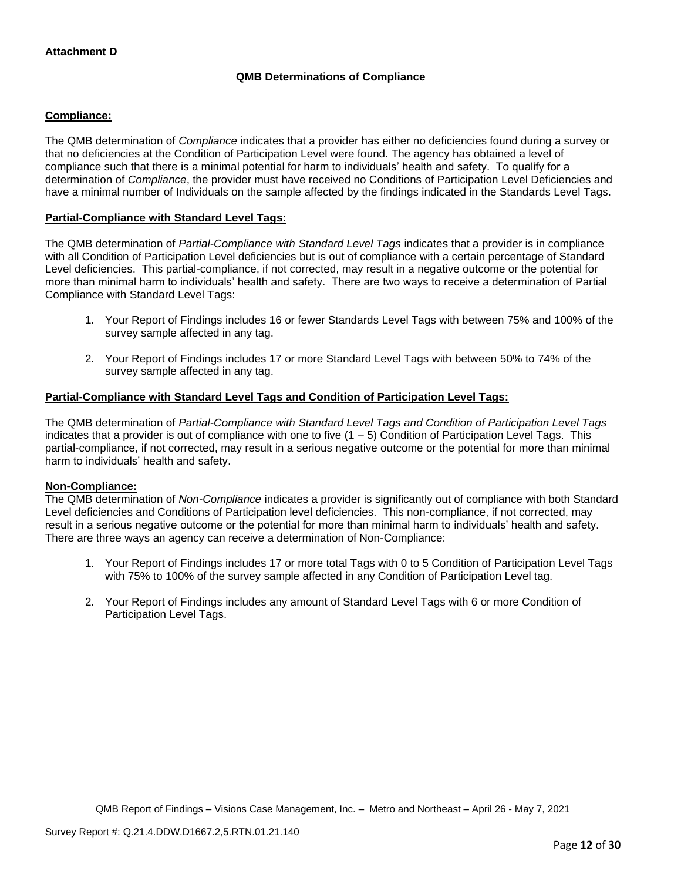**Attachment D**

### QMB Determinations of Compliance

**Compliance:**

The QMB determination of *Compliance* indicates that a provider has either no deficiencies found during a survey or that no deficiencies at the Condition of Participation Level were found. The agency has obtained a level of compliance such that there is a minimal potential for harm to individuals' health and safety. To qualify for a determination of *Compliance*, the provider must have received no Conditions of Participation Level Deficiencies and have a minimal number of Individuals on the sample affected by the findings indicated in the Standards Level Tags.

**Partial-Compliance with Standard Level Tags:**

The QMB determination of *Partial-Compliance with Standard Level Tags* indicates that a provider is in compliance with all Condition of Participation Level deficiencies but is out of compliance with a certain percentage of Standard Level deficiencies. This partial-compliance, if not corrected, may result in a negative outcome or the potential for more than minimal harm to individuals' health and safety. There are two ways to receive a determination of Partial Compliance with Standard Level Tags:

1. Your Report of Findings includes 16 or fewer Standards Level Tags with between 75% and 100% of the survey sample affected in any tag.

2. Your Report of Findings includes 17 or more Standard Level Tags with between 50% to 74% of the survey sample affected in any tag.

**Partial-Compliance with Standard Level Tags and Condition of Participation Level Tags:**

The QMB determination of *Partial-Compliance with Standard Level Tags and Condition of Participation Level Tags* indicates that a provider is out of compliance with one to five (1 – 5) Condition of Participation Level Tags. This partial-compliance, if not corrected, may result in a serious negative outcome or the potential for more than minimal harm to individuals' health and safety.

**Non-Compliance:**

The QMB determination of *Non-Compliance* indicates a provider is significantly out of compliance with both Standard Level deficiencies and Conditions of Participation level deficiencies. This non-compliance, if not corrected, may result in a serious negative outcome or the potential for more than minimal harm to individuals' health and safety. There are three ways an agency can receive a determination of Non-Compliance:

1. Your Report of Findings includes 17 or more total Tags with 0 to 5 Condition of Participation Level Tags with 75% to 100% of the survey sample affected in any Condition of Participation Level tag.

2. Your Report of Findings includes any amount of Standard Level Tags with 6 or more Condition of Participation Level Tags.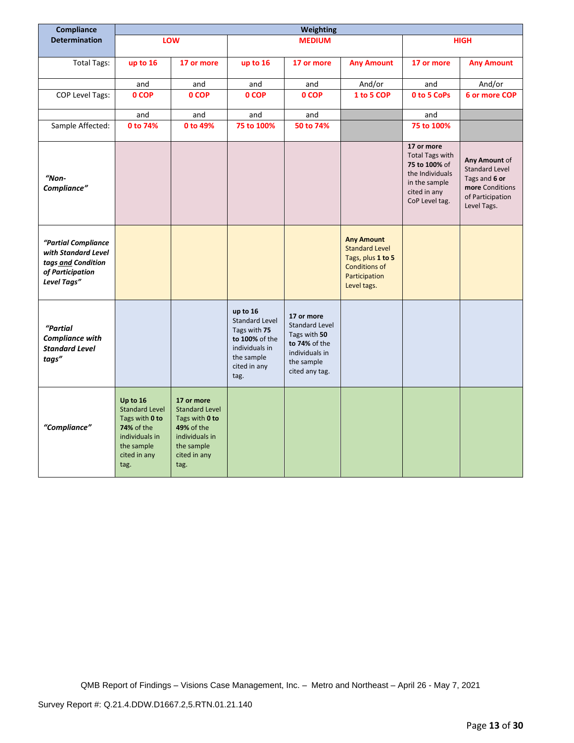| Compliance Determination | Weighting | | | | | | |
|---|---|---|---|---|---|---|---|
| | LOW | | MEDIUM | | | HIGH | |
| Total Tags: | up to 16 | 17 or more | up to 16 | 17 or more | Any Amount | 17 or more | Any Amount |
| | and | and | and | and | And/or | and | And/or |
| COP Level Tags: | 0 COP | 0 COP | 0 COP | 0 COP | 1 to 5 COP | 0 to 5 CoPs | 6 or more COP |
| | and | and | and | and | | and | |
| Sample Affected: | 0 to 74% | 0 to 49% | 75 to 100% | 50 to 74% | | 75 to 100% | |
| *"Non-Compliance"* | | | | | | **17 or more** Total Tags with **75 to 100%** of the Individuals in the sample cited in any CoP Level tag. | **Any Amount** of Standard Level Tags and **6 or more** Conditions of Participation Level Tags. |
| *"Partial Compliance with Standard Level tags and Condition of Participation Level Tags"* | | | | | **Any Amount** Standard Level Tags, plus **1 to 5** Conditions of Participation Level tags. | | |
| *"Partial Compliance with Standard Level tags"* | | | **up to 16** Standard Level Tags with **75 to 100%** of the individuals in the sample cited in any tag. | **17 or more** Standard Level Tags with **50 to 74%** of the individuals in the sample cited any tag. | | | |
| *"Compliance"* | **Up to 16** Standard Level Tags with **0 to 74%** of the individuals in the sample cited in any tag. | **17 or more** Standard Level Tags with **0 to 49%** of the individuals in the sample cited in any tag. | | | | | |

QMB Report of Findings – Visions Case Management, Inc. – Metro and Northeast – April 26 - May 7, 2021

Survey Report #: Q.21.4.DDW.D1667.2,5.RTN.01.21.140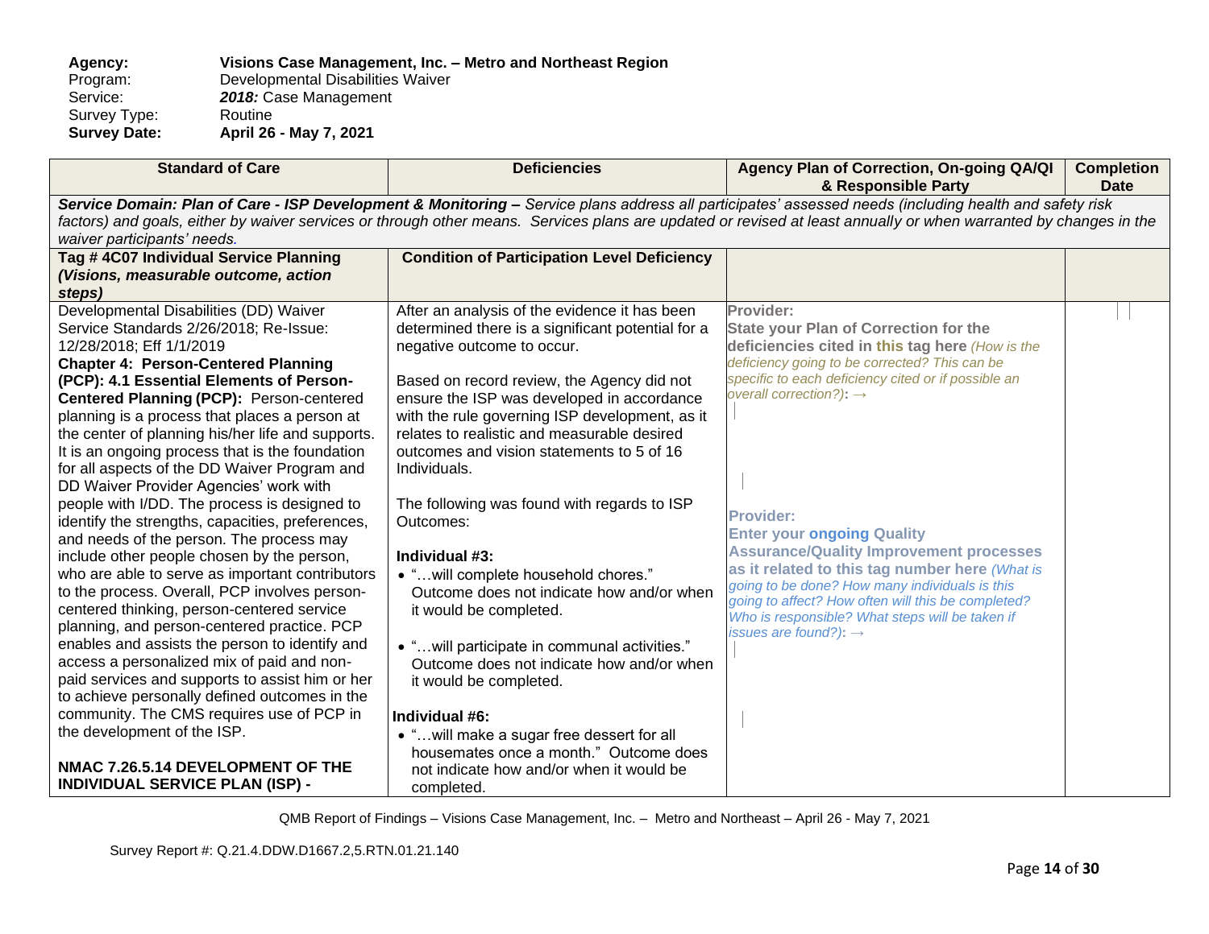**Agency:** **Visions Case Management, Inc. – Metro and Northeast Region**
Program: Developmental Disabilities Waiver
Service: ***2018:*** Case Management
Survey Type: Routine
**Survey Date:** **April 26 - May 7, 2021**

| Standard of Care | Deficiencies | Agency Plan of Correction, On-going QA/QI & Responsible Party | Completion Date |
|---|---|---|---|
| ***Service Domain: Plan of Care - ISP Development & Monitoring –*** *Service plans address all participates' assessed needs (including health and safety risk factors) and goals, either by waiver services or through other means. Services plans are updated or revised at least annually or when warranted by changes in the waiver participants' needs.* | | | |
| **Tag # 4C07 Individual Service Planning *(Visions, measurable outcome, action steps)*** | **Condition of Participation Level Deficiency** | | |
| Developmental Disabilities (DD) Waiver Service Standards 2/26/2018; Re-Issue: 12/28/2018; Eff 1/1/2019<br>**Chapter 4: Person-Centered Planning (PCP): 4.1 Essential Elements of Person-Centered Planning (PCP):** Person-centered planning is a process that places a person at the center of planning his/her life and supports. It is an ongoing process that is the foundation for all aspects of the DD Waiver Program and DD Waiver Provider Agencies' work with people with I/DD. The process is designed to identify the strengths, capacities, preferences, and needs of the person. The process may include other people chosen by the person, who are able to serve as important contributors to the process. Overall, PCP involves person-centered thinking, person-centered service planning, and person-centered practice. PCP enables and assists the person to identify and access a personalized mix of paid and non-paid services and supports to assist him or her to achieve personally defined outcomes in the community. The CMS requires use of PCP in the development of the ISP.<br><br>**NMAC 7.26.5.14 DEVELOPMENT OF THE INDIVIDUAL SERVICE PLAN (ISP) -** | After an analysis of the evidence it has been determined there is a significant potential for a negative outcome to occur.<br><br>Based on record review, the Agency did not ensure the ISP was developed in accordance with the rule governing ISP development, as it relates to realistic and measurable desired outcomes and vision statements to 5 of 16 Individuals.<br><br>The following was found with regards to ISP Outcomes:<br><br>**Individual #3:**<br>• "…will complete household chores." Outcome does not indicate how and/or when it would be completed.<br><br>• "…will participate in communal activities." Outcome does not indicate how and/or when it would be completed.<br><br>**Individual #6:**<br>• "…will make a sugar free dessert for all housemates once a month." Outcome does not indicate how and/or when it would be completed. | **Provider:**<br>**State your Plan of Correction for the deficiencies cited in this tag here** *(How is the deficiency going to be corrected? This can be specific to each deficiency cited or if possible an overall correction?)*: →<br><br>**Provider:**<br>**Enter your ongoing Quality Assurance/Quality Improvement processes as it related to this tag number here** *(What is going to be done? How many individuals is this going to affect? How often will this be completed? Who is responsible? What steps will be taken if issues are found?)*: → | |

QMB Report of Findings – Visions Case Management, Inc. – Metro and Northeast – April 26 - May 7, 2021

Survey Report #: Q.21.4.DDW.D1667.2,5.RTN.01.21.140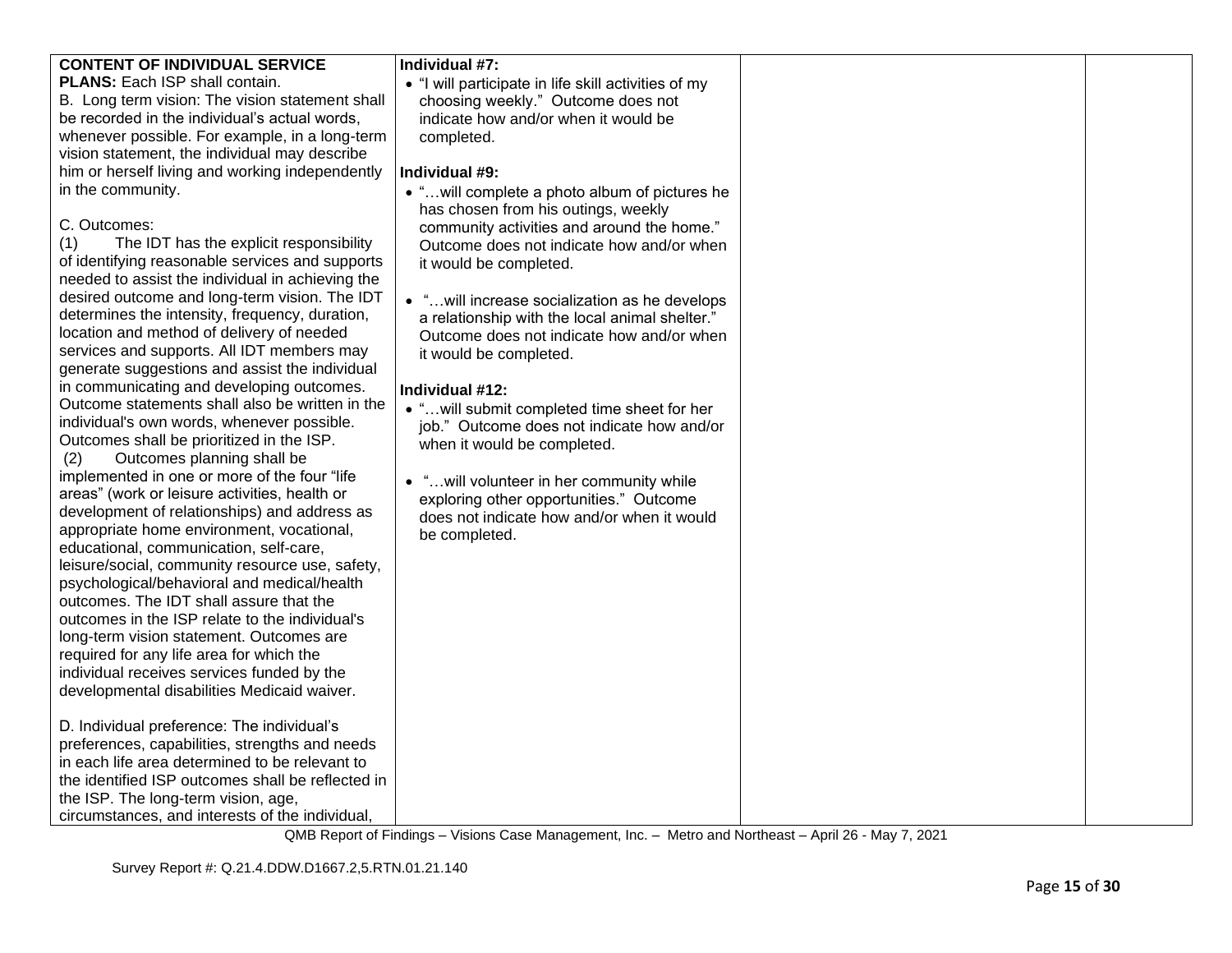| | | | |
|---|---|---|---|
| **CONTENT OF INDIVIDUAL SERVICE PLANS:** Each ISP shall contain.<br>B. Long term vision: The vision statement shall be recorded in the individual's actual words, whenever possible. For example, in a long-term vision statement, the individual may describe him or herself living and working independently in the community.<br><br>C. Outcomes:<br>(1) The IDT has the explicit responsibility of identifying reasonable services and supports needed to assist the individual in achieving the desired outcome and long-term vision. The IDT determines the intensity, frequency, duration, location and method of delivery of needed services and supports. All IDT members may generate suggestions and assist the individual in communicating and developing outcomes. Outcome statements shall also be written in the individual's own words, whenever possible. Outcomes shall be prioritized in the ISP.<br>(2) Outcomes planning shall be implemented in one or more of the four "life areas" (work or leisure activities, health or development of relationships) and address as appropriate home environment, vocational, educational, communication, self-care, leisure/social, community resource use, safety, psychological/behavioral and medical/health outcomes. The IDT shall assure that the outcomes in the ISP relate to the individual's long-term vision statement. Outcomes are required for any life area for which the individual receives services funded by the developmental disabilities Medicaid waiver.<br><br>D. Individual preference: The individual's preferences, capabilities, strengths and needs in each life area determined to be relevant to the identified ISP outcomes shall be reflected in the ISP. The long-term vision, age, circumstances, and interests of the individual, | **Individual #7:**<br>• "I will participate in life skill activities of my choosing weekly." Outcome does not indicate how and/or when it would be completed.<br><br>**Individual #9:**<br>• "…will complete a photo album of pictures he has chosen from his outings, weekly community activities and around the home." Outcome does not indicate how and/or when it would be completed.<br><br>• "…will increase socialization as he develops a relationship with the local animal shelter." Outcome does not indicate how and/or when it would be completed.<br><br>**Individual #12:**<br>• "…will submit completed time sheet for her job." Outcome does not indicate how and/or when it would be completed.<br><br>• "…will volunteer in her community while exploring other opportunities." Outcome does not indicate how and/or when it would be completed. | | |

QMB Report of Findings – Visions Case Management, Inc. – Metro and Northeast – April 26 - May 7, 2021

Survey Report #: Q.21.4.DDW.D1667.2,5.RTN.01.21.140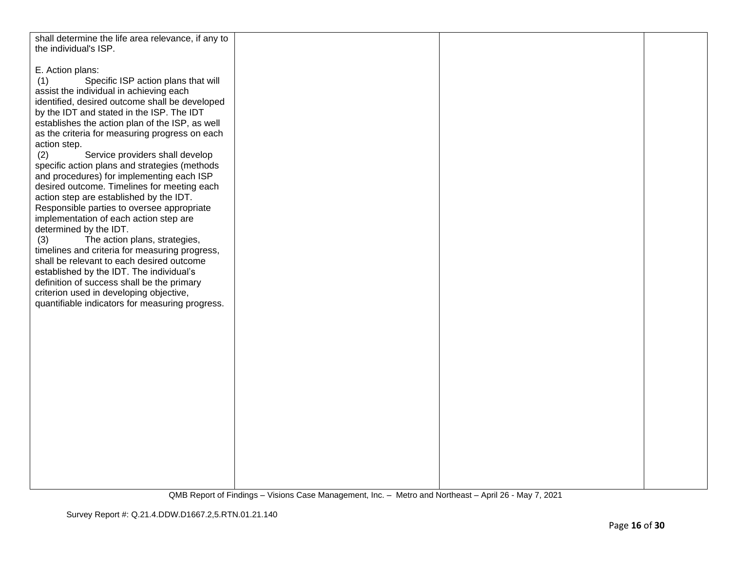| | | | |
|---|---|---|---|
| shall determine the life area relevance, if any to the individual's ISP.<br><br>E. Action plans:<br>(1) Specific ISP action plans that will assist the individual in achieving each identified, desired outcome shall be developed by the IDT and stated in the ISP. The IDT establishes the action plan of the ISP, as well as the criteria for measuring progress on each action step.<br>(2) Service providers shall develop specific action plans and strategies (methods and procedures) for implementing each ISP desired outcome. Timelines for meeting each action step are established by the IDT. Responsible parties to oversee appropriate implementation of each action step are determined by the IDT.<br>(3) The action plans, strategies, timelines and criteria for measuring progress, shall be relevant to each desired outcome established by the IDT. The individual's definition of success shall be the primary criterion used in developing objective, quantifiable indicators for measuring progress. | | | |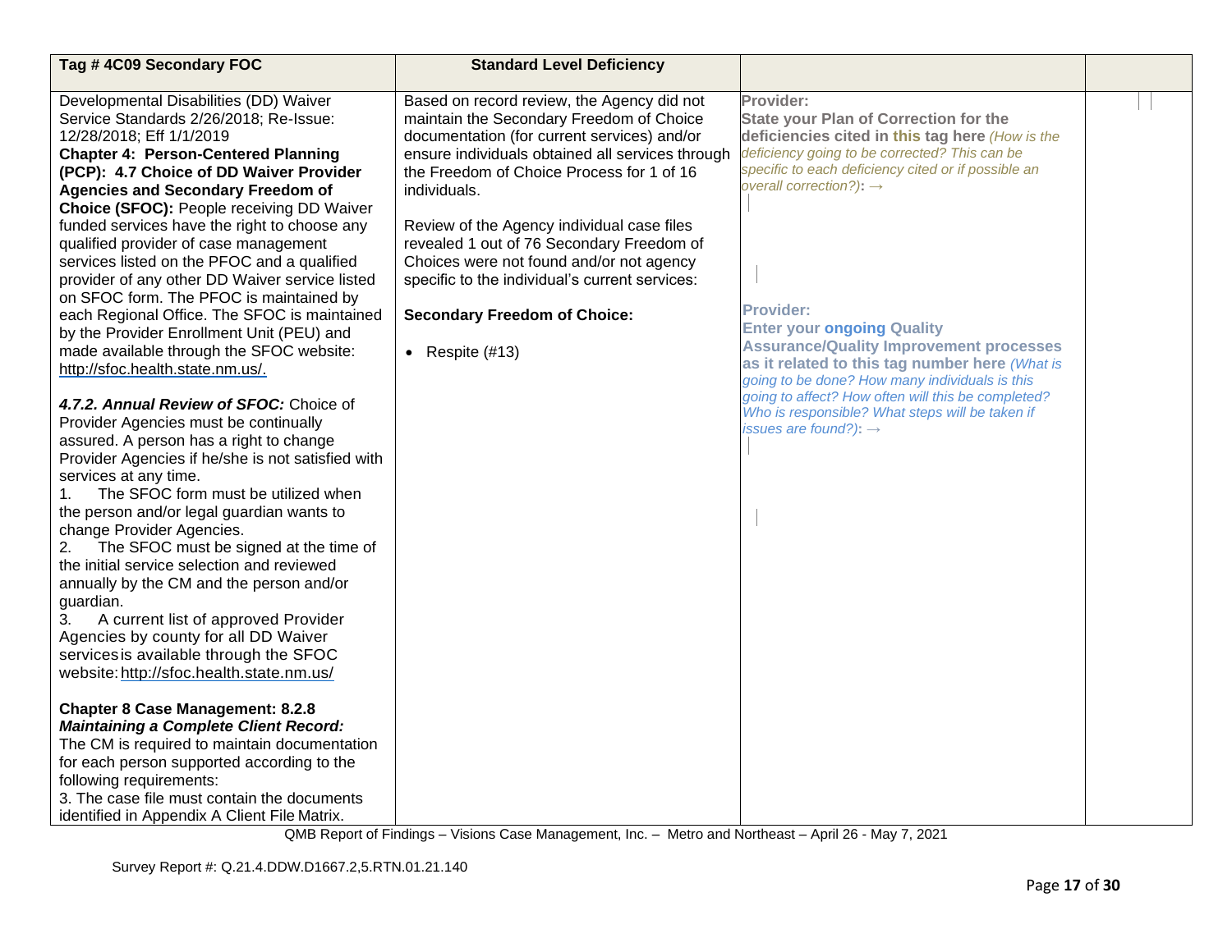| Tag # 4C09 Secondary FOC | Standard Level Deficiency | | |
|---|---|---|---|
| Developmental Disabilities (DD) Waiver Service Standards 2/26/2018; Re-Issue: 12/28/2018; Eff 1/1/2019<br>**Chapter 4: Person-Centered Planning (PCP): 4.7 Choice of DD Waiver Provider Agencies and Secondary Freedom of Choice (SFOC):** People receiving DD Waiver funded services have the right to choose any qualified provider of case management services listed on the PFOC and a qualified provider of any other DD Waiver service listed on SFOC form. The PFOC is maintained by each Regional Office. The SFOC is maintained by the Provider Enrollment Unit (PEU) and made available through the SFOC website: http://sfoc.health.state.nm.us/.<br><br>***4.7.2. Annual Review of SFOC:*** Choice of Provider Agencies must be continually assured. A person has a right to change Provider Agencies if he/she is not satisfied with services at any time.<br>1. The SFOC form must be utilized when the person and/or legal guardian wants to change Provider Agencies.<br>2. The SFOC must be signed at the time of the initial service selection and reviewed annually by the CM and the person and/or guardian.<br>3. A current list of approved Provider Agencies by county for all DD Waiver services is available through the SFOC website: http://sfoc.health.state.nm.us/<br><br>**Chapter 8 Case Management: 8.2.8** ***Maintaining a Complete Client Record:*** The CM is required to maintain documentation for each person supported according to the following requirements:<br>3. The case file must contain the documents identified in Appendix A Client File Matrix. | Based on record review, the Agency did not maintain the Secondary Freedom of Choice documentation (for current services) and/or ensure individuals obtained all services through the Freedom of Choice Process for 1 of 16 individuals.<br><br>Review of the Agency individual case files revealed 1 out of 76 Secondary Freedom of Choices were not found and/or not agency specific to the individual's current services:<br><br>**Secondary Freedom of Choice:**<br><br>• Respite (#13) | **Provider:**<br>**State your Plan of Correction for the deficiencies cited in this tag here** *(How is the deficiency going to be corrected? This can be specific to each deficiency cited or if possible an overall correction?)***:** →<br><br>**Provider:**<br>**Enter your ongoing Quality Assurance/Quality Improvement processes as it related to this tag number here** *(What is going to be done? How many individuals is this going to affect? How often will this be completed? Who is responsible? What steps will be taken if issues are found?)***:** → | |

QMB Report of Findings – Visions Case Management, Inc. – Metro and Northeast – April 26 - May 7, 2021

Survey Report #: Q.21.4.DDW.D1667.2,5.RTN.01.21.140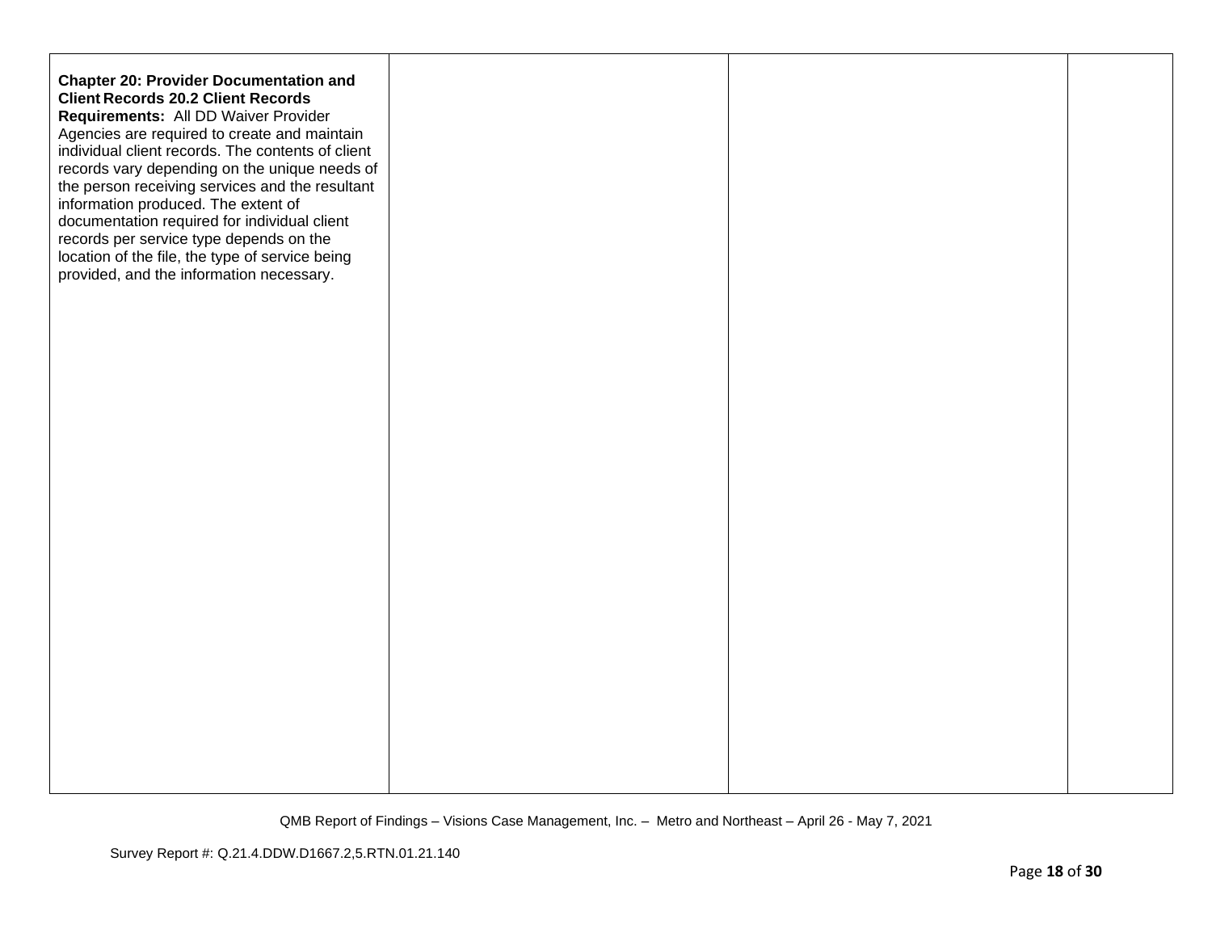| | | | |
|---|---|---|---|
| **Chapter 20: Provider Documentation and Client Records 20.2 Client Records Requirements:** All DD Waiver Provider Agencies are required to create and maintain individual client records. The contents of client records vary depending on the unique needs of the person receiving services and the resultant information produced. The extent of documentation required for individual client records per service type depends on the location of the file, the type of service being provided, and the information necessary. | | | |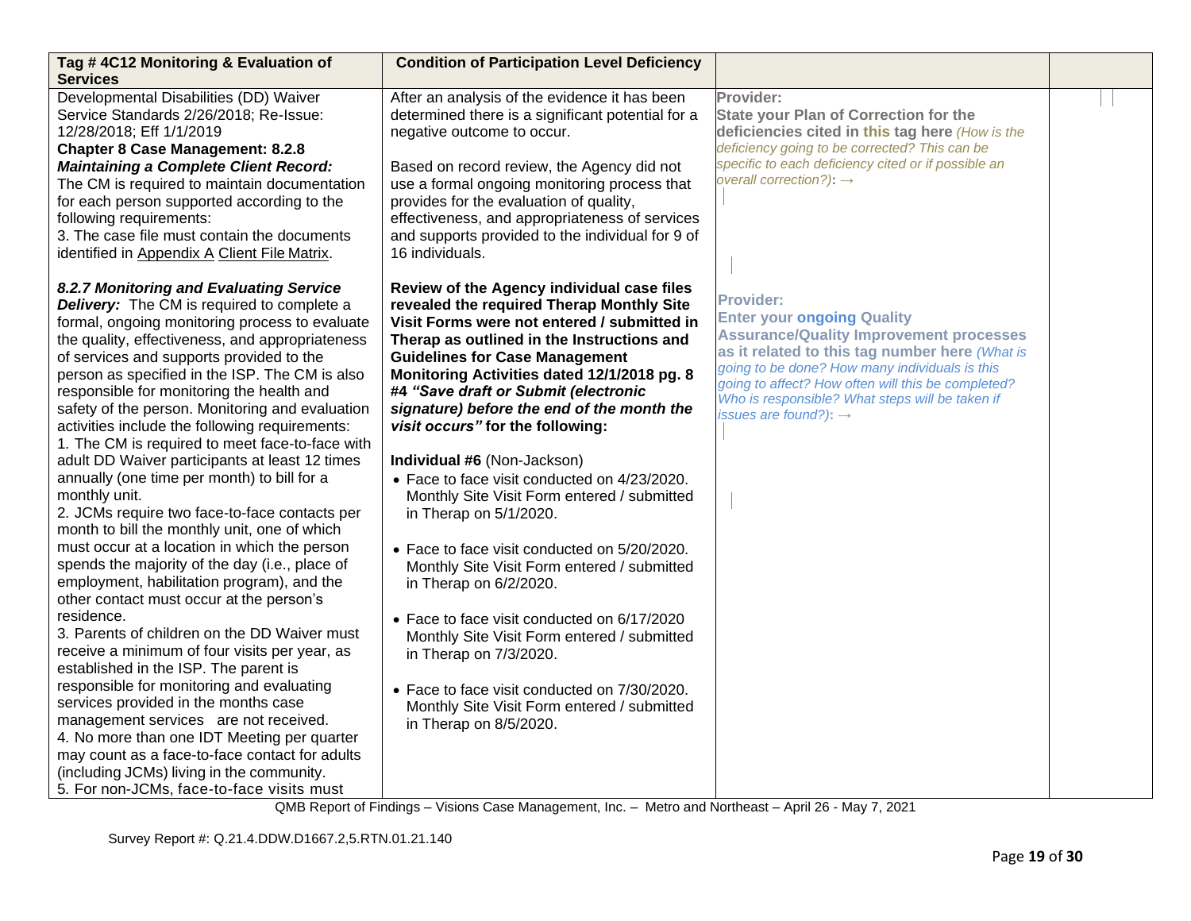| Tag # 4C12 Monitoring & Evaluation of Services | Condition of Participation Level Deficiency | | |
|---|---|---|---|
| Developmental Disabilities (DD) Waiver Service Standards 2/26/2018; Re-Issue: 12/28/2018; Eff 1/1/2019<br>**Chapter 8 Case Management: 8.2.8** ***Maintaining a Complete Client Record:*** The CM is required to maintain documentation for each person supported according to the following requirements:<br>3. The case file must contain the documents identified in Appendix A Client File Matrix.<br><br>***8.2.7 Monitoring and Evaluating Service Delivery:*** The CM is required to complete a formal, ongoing monitoring process to evaluate the quality, effectiveness, and appropriateness of services and supports provided to the person as specified in the ISP. The CM is also responsible for monitoring the health and safety of the person. Monitoring and evaluation activities include the following requirements:<br>1. The CM is required to meet face-to-face with adult DD Waiver participants at least 12 times annually (one time per month) to bill for a monthly unit.<br>2. JCMs require two face-to-face contacts per month to bill the monthly unit, one of which must occur at a location in which the person spends the majority of the day (i.e., place of employment, habilitation program), and the other contact must occur at the person's residence.<br>3. Parents of children on the DD Waiver must receive a minimum of four visits per year, as established in the ISP. The parent is responsible for monitoring and evaluating services provided in the months case management services are not received.<br>4. No more than one IDT Meeting per quarter may count as a face-to-face contact for adults (including JCMs) living in the community.<br>5. For non-JCMs, face-to-face visits must | After an analysis of the evidence it has been determined there is a significant potential for a negative outcome to occur.<br><br>Based on record review, the Agency did not use a formal ongoing monitoring process that provides for the evaluation of quality, effectiveness, and appropriateness of services and supports provided to the individual for 9 of 16 individuals.<br><br>**Review of the Agency individual case files revealed the required Therap Monthly Site Visit Forms were not entered / submitted in Therap as outlined in the Instructions and Guidelines for Case Management Monitoring Activities dated 12/1/2018 pg. 8 #4 *"Save draft or Submit (electronic signature) before the end of the month the visit occurs"* for the following:**<br><br>**Individual #6** (Non-Jackson)<br>• Face to face visit conducted on 4/23/2020. Monthly Site Visit Form entered / submitted in Therap on 5/1/2020.<br><br>• Face to face visit conducted on 5/20/2020. Monthly Site Visit Form entered / submitted in Therap on 6/2/2020.<br><br>• Face to face visit conducted on 6/17/2020 Monthly Site Visit Form entered / submitted in Therap on 7/3/2020.<br><br>• Face to face visit conducted on 7/30/2020. Monthly Site Visit Form entered / submitted in Therap on 8/5/2020. | **Provider:**<br>**State your Plan of Correction for the deficiencies cited in this tag here** *(How is the deficiency going to be corrected? This can be specific to each deficiency cited or if possible an overall correction?)*: →<br><br>**Provider:**<br>**Enter your ongoing Quality Assurance/Quality Improvement processes as it related to this tag number here** *(What is going to be done? How many individuals is this going to affect? How often will this be completed? Who is responsible? What steps will be taken if issues are found?)*: → | |

QMB Report of Findings – Visions Case Management, Inc. – Metro and Northeast – April 26 - May 7, 2021

Survey Report #: Q.21.4.DDW.D1667.2,5.RTN.01.21.140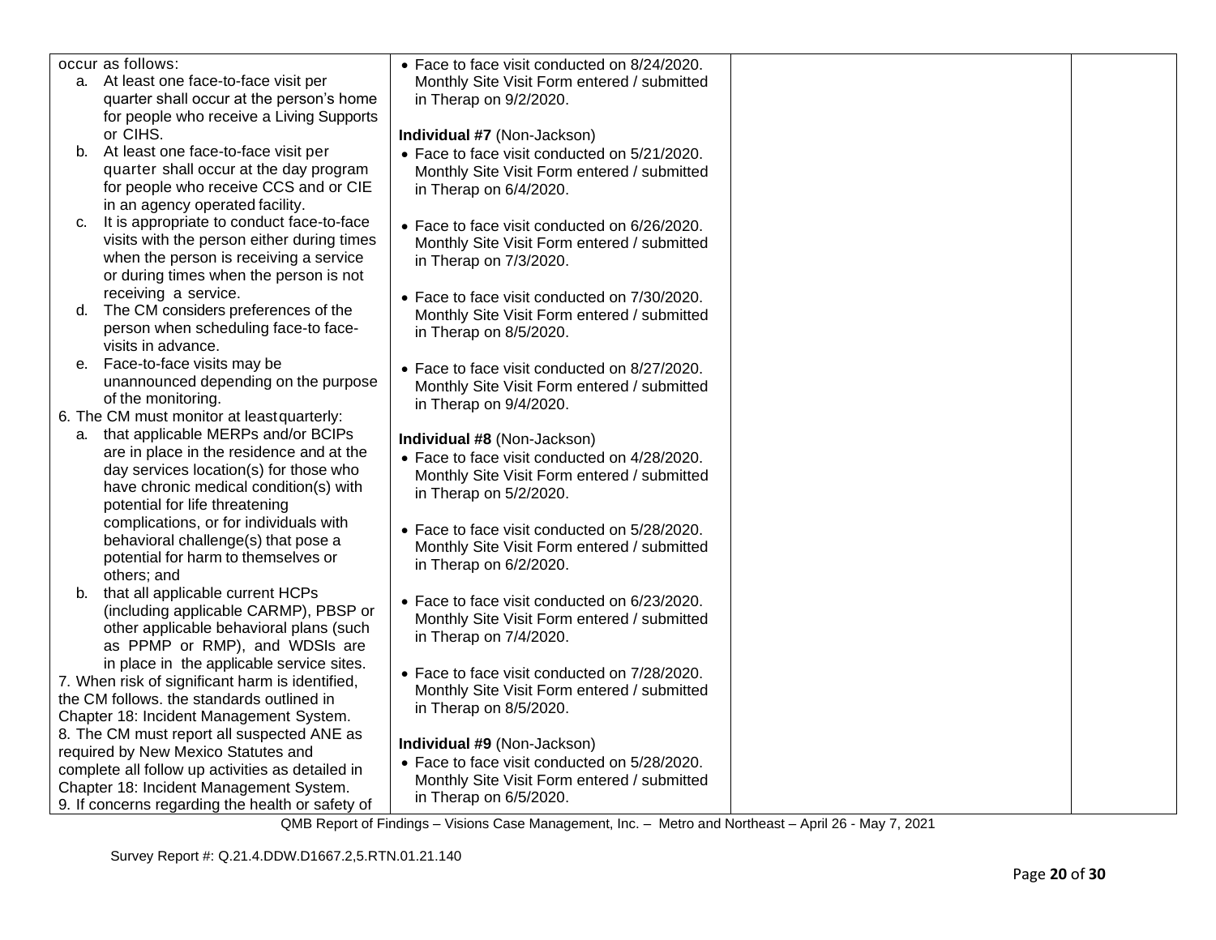| | | | |
|---|---|---|---|
| occur as follows:<br>a. At least one face-to-face visit per quarter shall occur at the person's home for people who receive a Living Supports or CIHS.<br>b. At least one face-to-face visit per quarter shall occur at the day program for people who receive CCS and or CIE in an agency operated facility.<br>c. It is appropriate to conduct face-to-face visits with the person either during times when the person is receiving a service or during times when the person is not receiving a service.<br>d. The CM considers preferences of the person when scheduling face-to face-visits in advance.<br>e. Face-to-face visits may be unannounced depending on the purpose of the monitoring.<br>6. The CM must monitor at least quarterly:<br>a. that applicable MERPs and/or BCIPs are in place in the residence and at the day services location(s) for those who have chronic medical condition(s) with potential for life threatening complications, or for individuals with behavioral challenge(s) that pose a potential for harm to themselves or others; and<br>b. that all applicable current HCPs (including applicable CARMP), PBSP or other applicable behavioral plans (such as PPMP or RMP), and WDSIs are in place in the applicable service sites.<br>7. When risk of significant harm is identified, the CM follows. the standards outlined in Chapter 18: Incident Management System.<br>8. The CM must report all suspected ANE as required by New Mexico Statutes and complete all follow up activities as detailed in Chapter 18: Incident Management System.<br>9. If concerns regarding the health or safety of | • Face to face visit conducted on 8/24/2020. Monthly Site Visit Form entered / submitted in Therap on 9/2/2020.<br><br>**Individual #7** (Non-Jackson)<br>• Face to face visit conducted on 5/21/2020. Monthly Site Visit Form entered / submitted in Therap on 6/4/2020.<br><br>• Face to face visit conducted on 6/26/2020. Monthly Site Visit Form entered / submitted in Therap on 7/3/2020.<br><br>• Face to face visit conducted on 7/30/2020. Monthly Site Visit Form entered / submitted in Therap on 8/5/2020.<br><br>• Face to face visit conducted on 8/27/2020. Monthly Site Visit Form entered / submitted in Therap on 9/4/2020.<br><br>**Individual #8** (Non-Jackson)<br>• Face to face visit conducted on 4/28/2020. Monthly Site Visit Form entered / submitted in Therap on 5/2/2020.<br><br>• Face to face visit conducted on 5/28/2020. Monthly Site Visit Form entered / submitted in Therap on 6/2/2020.<br><br>• Face to face visit conducted on 6/23/2020. Monthly Site Visit Form entered / submitted in Therap on 7/4/2020.<br><br>• Face to face visit conducted on 7/28/2020. Monthly Site Visit Form entered / submitted in Therap on 8/5/2020.<br><br>**Individual #9** (Non-Jackson)<br>• Face to face visit conducted on 5/28/2020. Monthly Site Visit Form entered / submitted in Therap on 6/5/2020. | | |

QMB Report of Findings – Visions Case Management, Inc. – Metro and Northeast – April 26 - May 7, 2021

Survey Report #: Q.21.4.DDW.D1667.2,5.RTN.01.21.140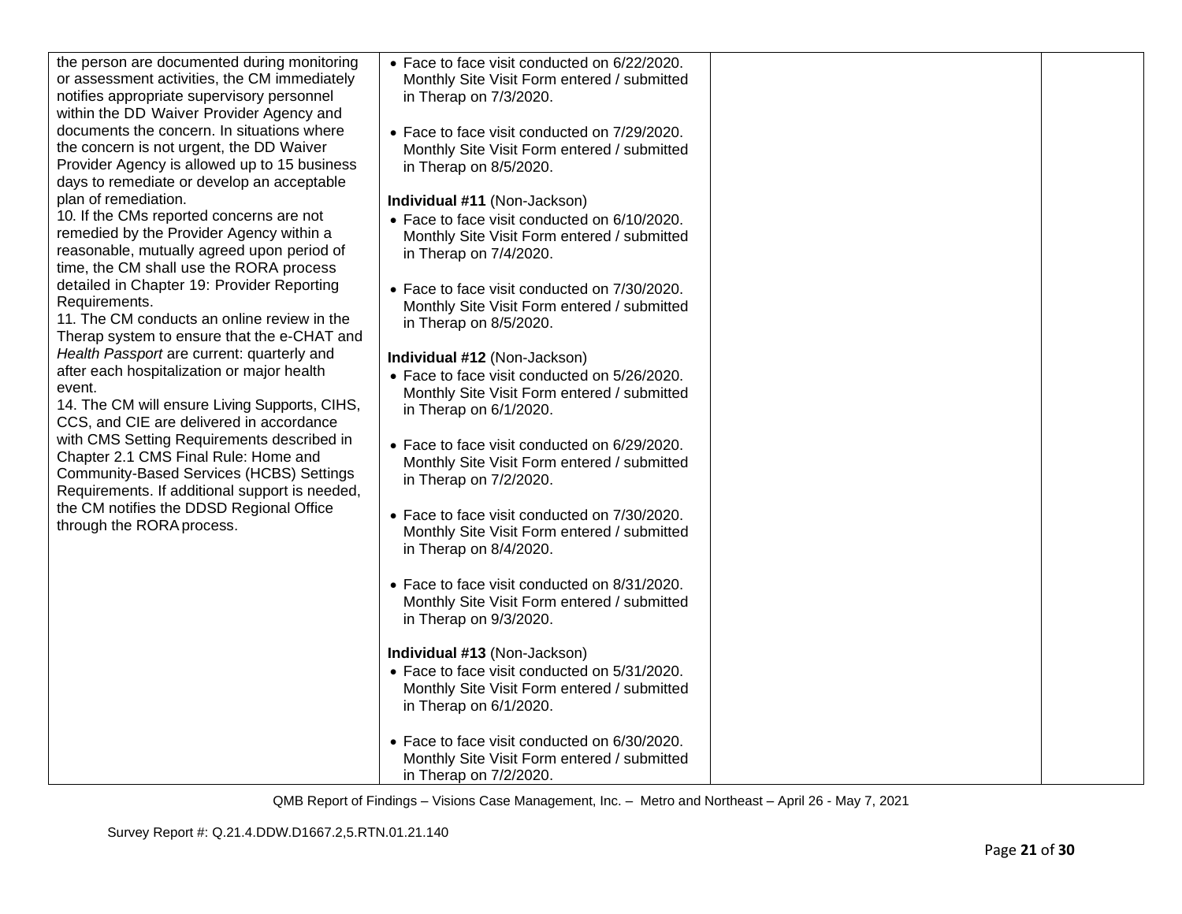| | | | |
|---|---|---|---|
| the person are documented during monitoring or assessment activities, the CM immediately notifies appropriate supervisory personnel within the DD Waiver Provider Agency and documents the concern. In situations where the concern is not urgent, the DD Waiver Provider Agency is allowed up to 15 business days to remediate or develop an acceptable plan of remediation.<br>10. If the CMs reported concerns are not remedied by the Provider Agency within a reasonable, mutually agreed upon period of time, the CM shall use the RORA process detailed in Chapter 19: Provider Reporting Requirements.<br>11. The CM conducts an online review in the Therap system to ensure that the e-CHAT and *Health Passport* are current: quarterly and after each hospitalization or major health event.<br>14. The CM will ensure Living Supports, CIHS, CCS, and CIE are delivered in accordance with CMS Setting Requirements described in Chapter 2.1 CMS Final Rule: Home and Community-Based Services (HCBS) Settings Requirements. If additional support is needed, the CM notifies the DDSD Regional Office through the RORA process. | • Face to face visit conducted on 6/22/2020. Monthly Site Visit Form entered / submitted in Therap on 7/3/2020.<br><br>• Face to face visit conducted on 7/29/2020. Monthly Site Visit Form entered / submitted in Therap on 8/5/2020.<br><br>**Individual #11** (Non-Jackson)<br>• Face to face visit conducted on 6/10/2020. Monthly Site Visit Form entered / submitted in Therap on 7/4/2020.<br><br>• Face to face visit conducted on 7/30/2020. Monthly Site Visit Form entered / submitted in Therap on 8/5/2020.<br><br>**Individual #12** (Non-Jackson)<br>• Face to face visit conducted on 5/26/2020. Monthly Site Visit Form entered / submitted in Therap on 6/1/2020.<br><br>• Face to face visit conducted on 6/29/2020. Monthly Site Visit Form entered / submitted in Therap on 7/2/2020.<br><br>• Face to face visit conducted on 7/30/2020. Monthly Site Visit Form entered / submitted in Therap on 8/4/2020.<br><br>• Face to face visit conducted on 8/31/2020. Monthly Site Visit Form entered / submitted in Therap on 9/3/2020.<br><br>**Individual #13** (Non-Jackson)<br>• Face to face visit conducted on 5/31/2020. Monthly Site Visit Form entered / submitted in Therap on 6/1/2020.<br><br>• Face to face visit conducted on 6/30/2020. Monthly Site Visit Form entered / submitted in Therap on 7/2/2020. | | |

QMB Report of Findings – Visions Case Management, Inc. – Metro and Northeast – April 26 - May 7, 2021

Survey Report #: Q.21.4.DDW.D1667.2,5.RTN.01.21.140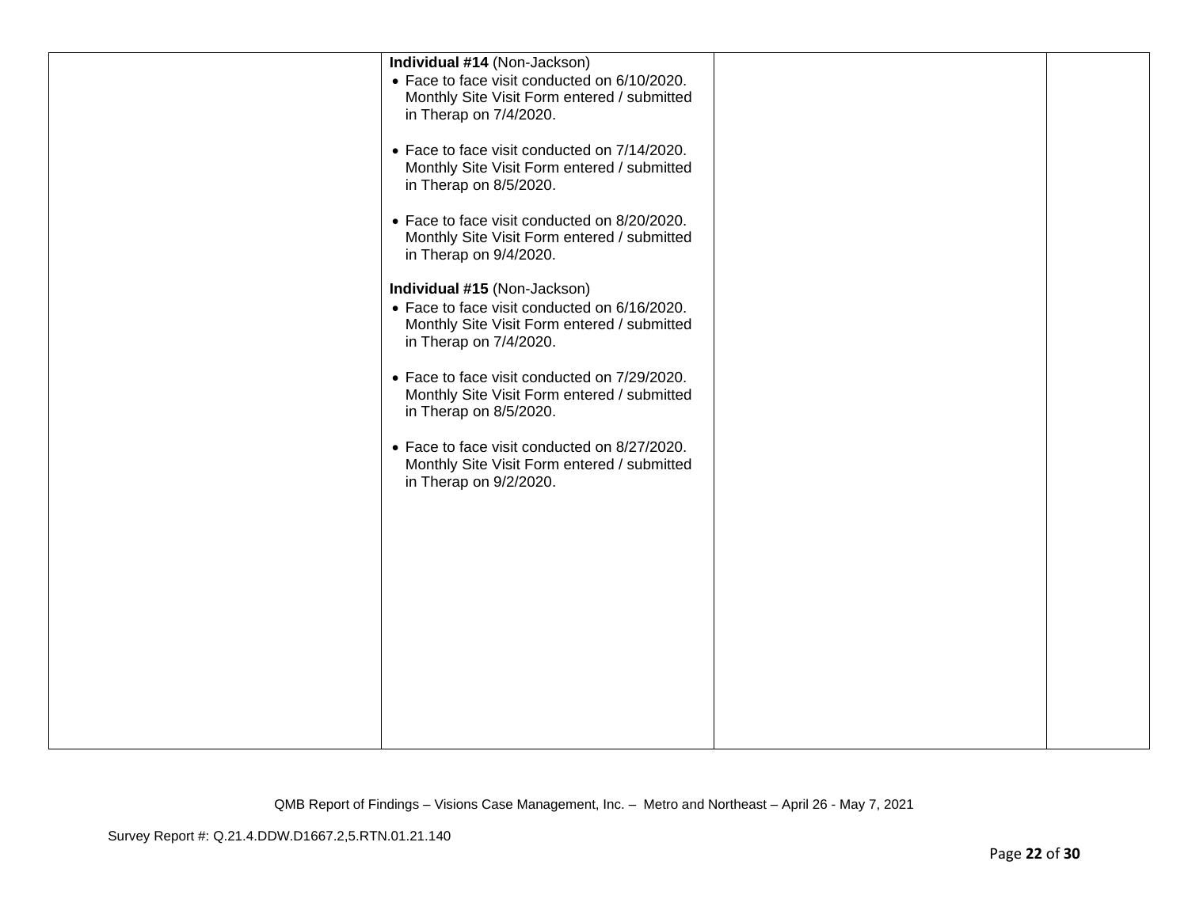| | | | |
|---|---|---|---|
| | **Individual #14** (Non-Jackson)<br>• Face to face visit conducted on 6/10/2020. Monthly Site Visit Form entered / submitted in Therap on 7/4/2020.<br><br>• Face to face visit conducted on 7/14/2020. Monthly Site Visit Form entered / submitted in Therap on 8/5/2020.<br><br>• Face to face visit conducted on 8/20/2020. Monthly Site Visit Form entered / submitted in Therap on 9/4/2020.<br><br>**Individual #15** (Non-Jackson)<br>• Face to face visit conducted on 6/16/2020. Monthly Site Visit Form entered / submitted in Therap on 7/4/2020.<br><br>• Face to face visit conducted on 7/29/2020. Monthly Site Visit Form entered / submitted in Therap on 8/5/2020.<br><br>• Face to face visit conducted on 8/27/2020. Monthly Site Visit Form entered / submitted in Therap on 9/2/2020. | | |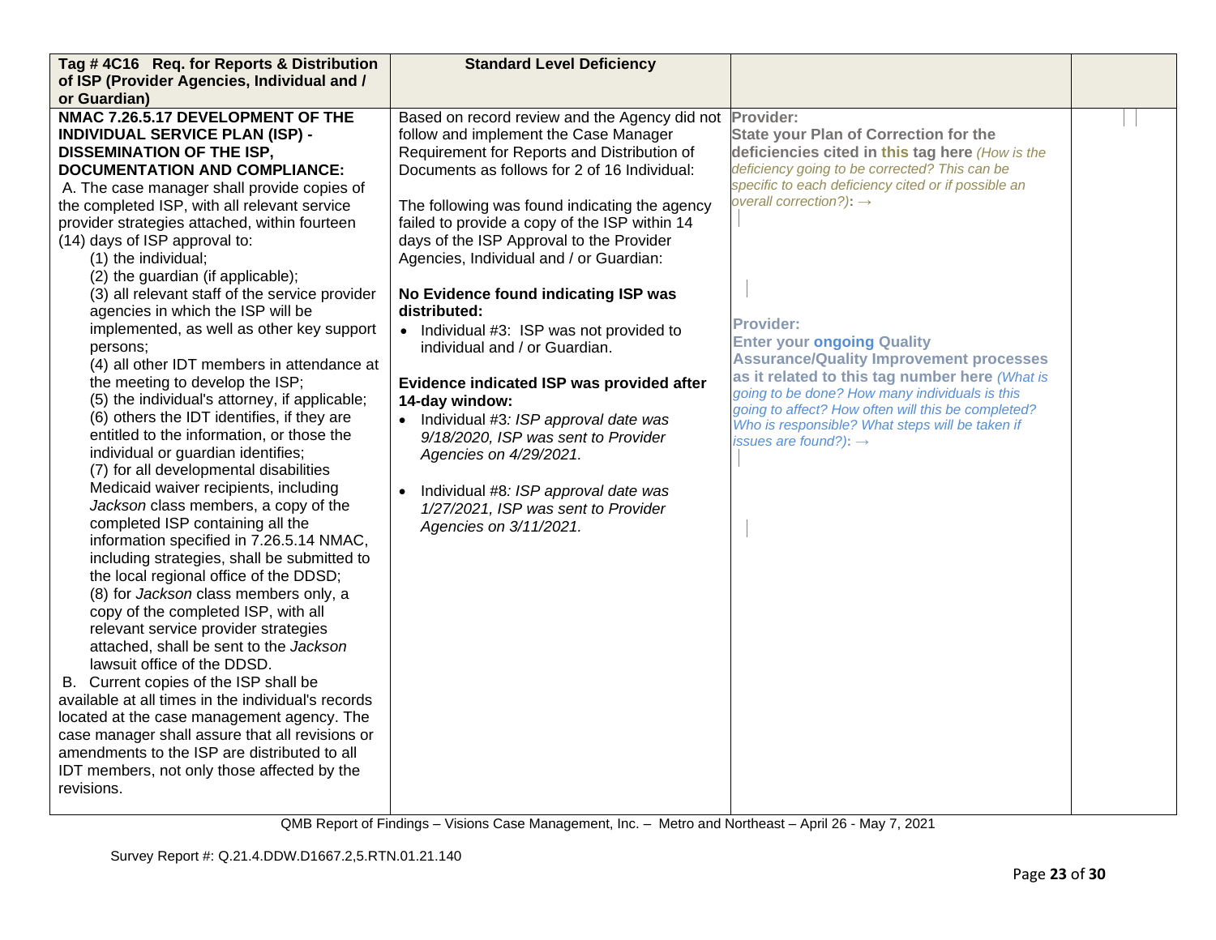| Tag # 4C16 Req. for Reports & Distribution of ISP (Provider Agencies, Individual and / or Guardian) | Standard Level Deficiency | | |
|---|---|---|---|
| **NMAC 7.26.5.17 DEVELOPMENT OF THE INDIVIDUAL SERVICE PLAN (ISP) - DISSEMINATION OF THE ISP, DOCUMENTATION AND COMPLIANCE:**<br>A. The case manager shall provide copies of the completed ISP, with all relevant service provider strategies attached, within fourteen (14) days of ISP approval to:<br>(1) the individual;<br>(2) the guardian (if applicable);<br>(3) all relevant staff of the service provider agencies in which the ISP will be implemented, as well as other key support persons;<br>(4) all other IDT members in attendance at the meeting to develop the ISP;<br>(5) the individual's attorney, if applicable;<br>(6) others the IDT identifies, if they are entitled to the information, or those the individual or guardian identifies;<br>(7) for all developmental disabilities Medicaid waiver recipients, including *Jackson* class members, a copy of the completed ISP containing all the information specified in 7.26.5.14 NMAC, including strategies, shall be submitted to the local regional office of the DDSD;<br>(8) for *Jackson* class members only, a copy of the completed ISP, with all relevant service provider strategies attached, shall be sent to the *Jackson* lawsuit office of the DDSD.<br>B. Current copies of the ISP shall be available at all times in the individual's records located at the case management agency. The case manager shall assure that all revisions or amendments to the ISP are distributed to all IDT members, not only those affected by the revisions. | Based on record review and the Agency did not follow and implement the Case Manager Requirement for Reports and Distribution of Documents as follows for 2 of 16 Individual:<br><br>The following was found indicating the agency failed to provide a copy of the ISP within 14 days of the ISP Approval to the Provider Agencies, Individual and / or Guardian:<br><br>**No Evidence found indicating ISP was distributed:**<br>• Individual #3: ISP was not provided to individual and / or Guardian.<br><br>**Evidence indicated ISP was provided after 14-day window:**<br>• Individual #3*: ISP approval date was 9/18/2020, ISP was sent to Provider Agencies on 4/29/2021.*<br><br>• Individual #8*: ISP approval date was 1/27/2021, ISP was sent to Provider Agencies on 3/11/2021.* | **Provider:**<br>**State your Plan of Correction for the deficiencies cited in this tag here** *(How is the deficiency going to be corrected? This can be specific to each deficiency cited or if possible an overall correction?)*: →<br><br><br><br>**Provider:**<br>**Enter your ongoing Quality Assurance/Quality Improvement processes as it related to this tag number here** *(What is going to be done? How many individuals is this going to affect? How often will this be completed? Who is responsible? What steps will be taken if issues are found?)*: → | |

QMB Report of Findings – Visions Case Management, Inc. – Metro and Northeast – April 26 - May 7, 2021

Survey Report #: Q.21.4.DDW.D1667.2,5.RTN.01.21.140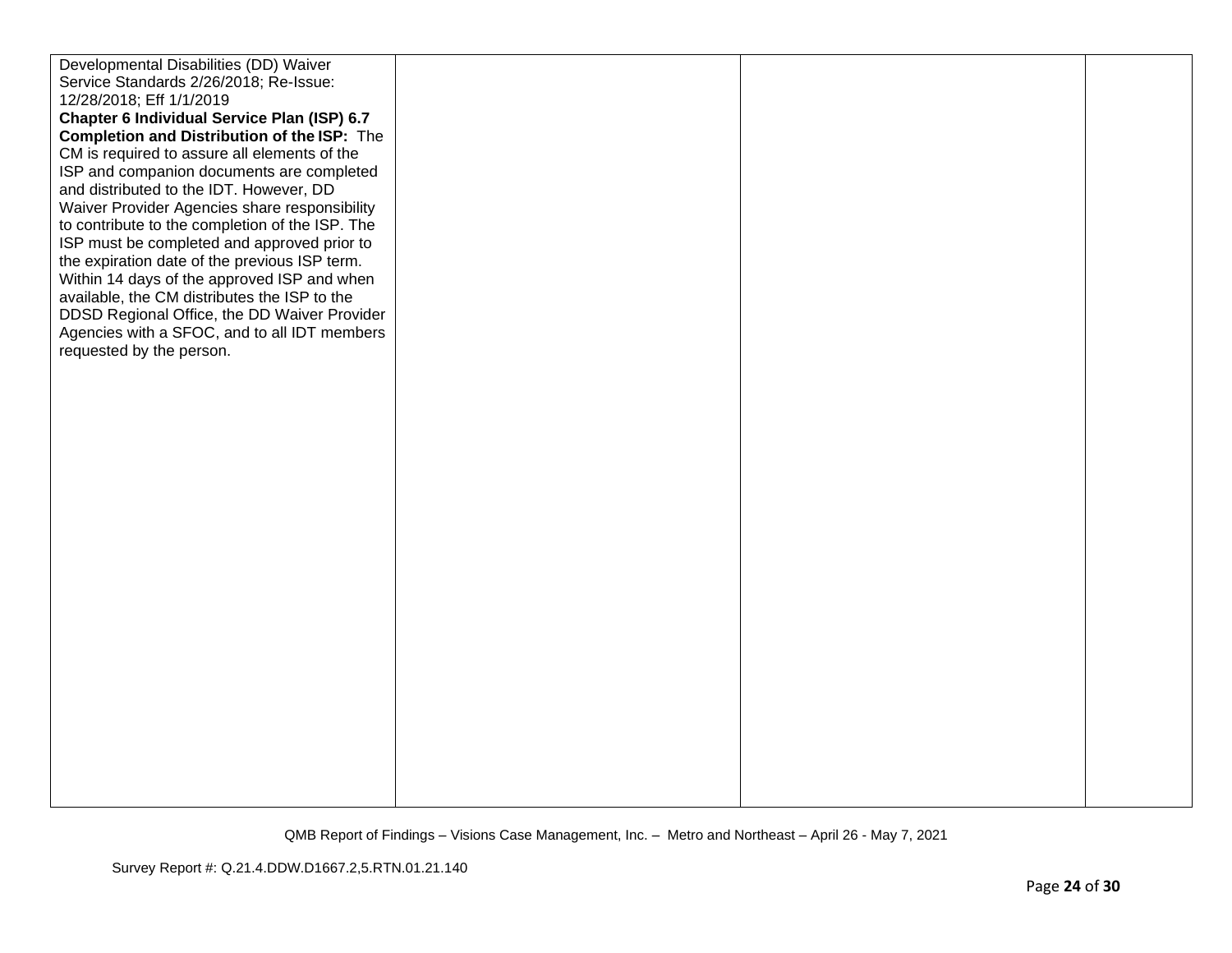| | | | |
|---|---|---|---|
| Developmental Disabilities (DD) Waiver Service Standards 2/26/2018; Re-Issue: 12/28/2018; Eff 1/1/2019<br>**Chapter 6 Individual Service Plan (ISP) 6.7 Completion and Distribution of the ISP:** The CM is required to assure all elements of the ISP and companion documents are completed and distributed to the IDT. However, DD Waiver Provider Agencies share responsibility to contribute to the completion of the ISP. The ISP must be completed and approved prior to the expiration date of the previous ISP term. Within 14 days of the approved ISP and when available, the CM distributes the ISP to the DDSD Regional Office, the DD Waiver Provider Agencies with a SFOC, and to all IDT members requested by the person. | | | |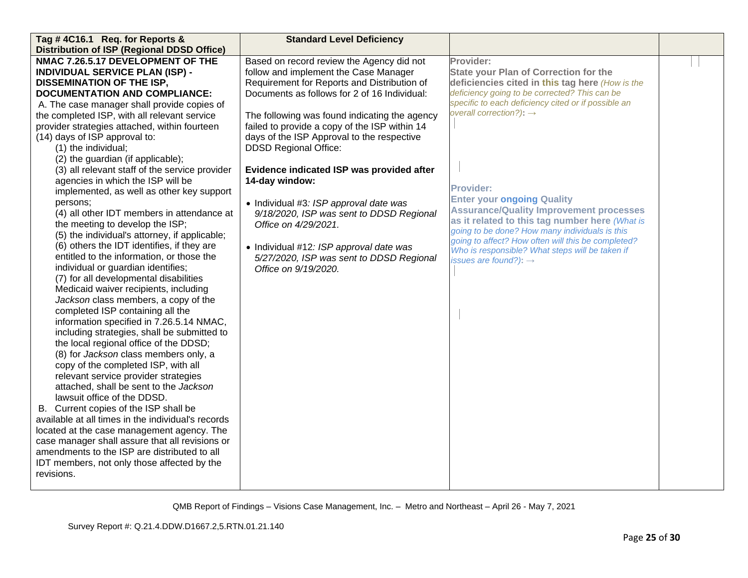| Tag # 4C16.1 Req. for Reports & Distribution of ISP (Regional DDSD Office) | Standard Level Deficiency | | |
|---|---|---|---|
| **NMAC 7.26.5.17 DEVELOPMENT OF THE INDIVIDUAL SERVICE PLAN (ISP) - DISSEMINATION OF THE ISP, DOCUMENTATION AND COMPLIANCE:**<br>A. The case manager shall provide copies of the completed ISP, with all relevant service provider strategies attached, within fourteen (14) days of ISP approval to:<br>(1) the individual;<br>(2) the guardian (if applicable);<br>(3) all relevant staff of the service provider agencies in which the ISP will be implemented, as well as other key support persons;<br>(4) all other IDT members in attendance at the meeting to develop the ISP;<br>(5) the individual's attorney, if applicable;<br>(6) others the IDT identifies, if they are entitled to the information, or those the individual or guardian identifies;<br>(7) for all developmental disabilities Medicaid waiver recipients, including *Jackson* class members, a copy of the completed ISP containing all the information specified in 7.26.5.14 NMAC, including strategies, shall be submitted to the local regional office of the DDSD;<br>(8) for *Jackson* class members only, a copy of the completed ISP, with all relevant service provider strategies attached, shall be sent to the *Jackson* lawsuit office of the DDSD.<br>B. Current copies of the ISP shall be available at all times in the individual's records located at the case management agency. The case manager shall assure that all revisions or amendments to the ISP are distributed to all IDT members, not only those affected by the revisions. | Based on record review the Agency did not follow and implement the Case Manager Requirement for Reports and Distribution of Documents as follows for 2 of 16 Individual:<br><br>The following was found indicating the agency failed to provide a copy of the ISP within 14 days of the ISP Approval to the respective DDSD Regional Office:<br><br>**Evidence indicated ISP was provided after 14-day window:**<br><br>• Individual #3*: ISP approval date was 9/18/2020, ISP was sent to DDSD Regional Office on 4/29/2021.*<br><br>• Individual #12*: ISP approval date was 5/27/2020, ISP was sent to DDSD Regional Office on 9/19/2020.* | **Provider:**<br>**State your Plan of Correction for the deficiencies cited in this tag here** *(How is the deficiency going to be corrected? This can be specific to each deficiency cited or if possible an overall correction?)*: →<br><br><br><br>**Provider:**<br>**Enter your ongoing Quality Assurance/Quality Improvement processes as it related to this tag number here** *(What is going to be done? How many individuals is this going to affect? How often will this be completed? Who is responsible? What steps will be taken if issues are found?)*: → | |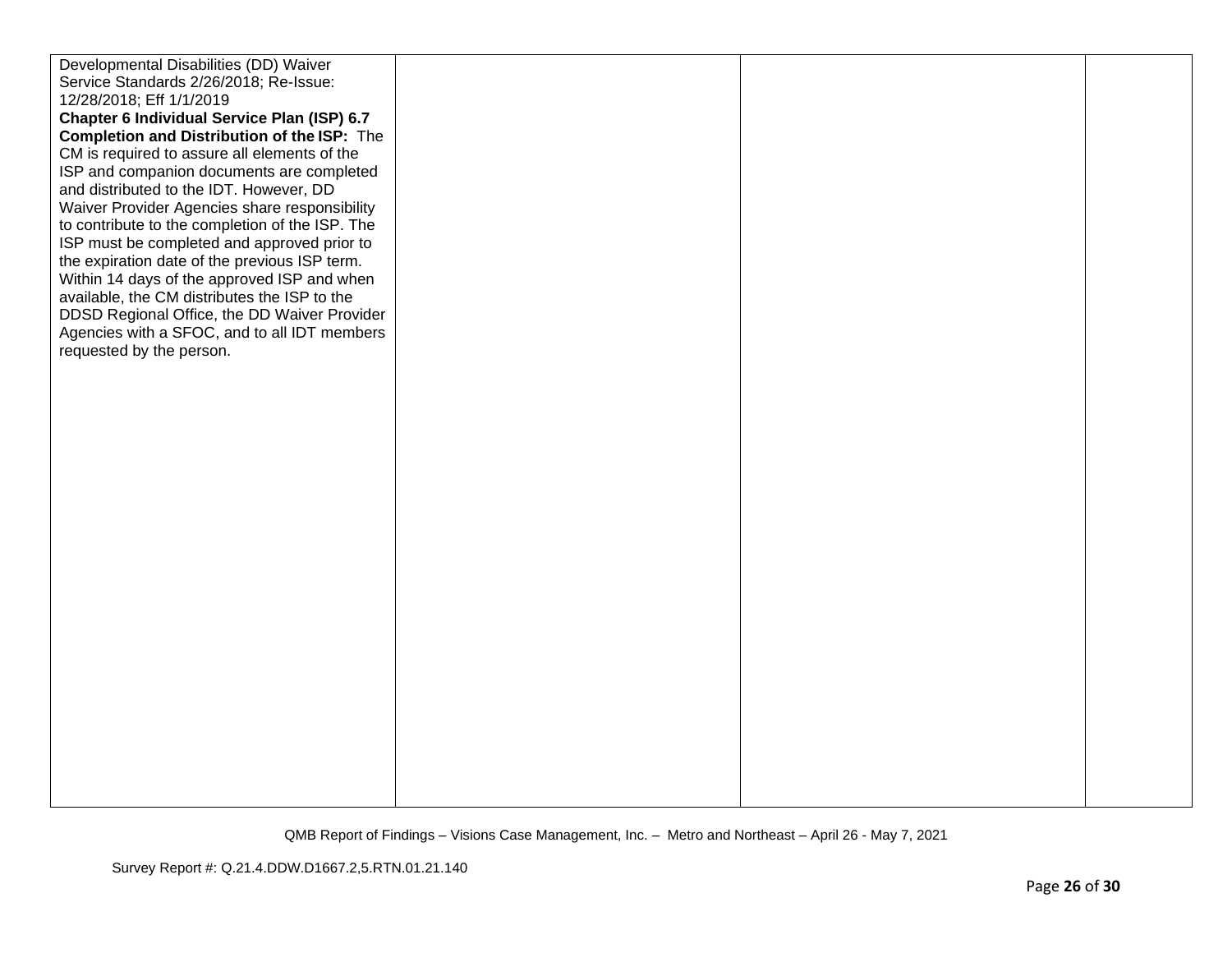| | | | |
|---|---|---|---|
| Developmental Disabilities (DD) Waiver Service Standards 2/26/2018; Re-Issue: 12/28/2018; Eff 1/1/2019<br>**Chapter 6 Individual Service Plan (ISP) 6.7 Completion and Distribution of the ISP:** The CM is required to assure all elements of the ISP and companion documents are completed and distributed to the IDT. However, DD Waiver Provider Agencies share responsibility to contribute to the completion of the ISP. The ISP must be completed and approved prior to the expiration date of the previous ISP term. Within 14 days of the approved ISP and when available, the CM distributes the ISP to the DDSD Regional Office, the DD Waiver Provider Agencies with a SFOC, and to all IDT members requested by the person. | | | |

QMB Report of Findings – Visions Case Management, Inc. – Metro and Northeast – April 26 - May 7, 2021

Survey Report #: Q.21.4.DDW.D1667.2,5.RTN.01.21.140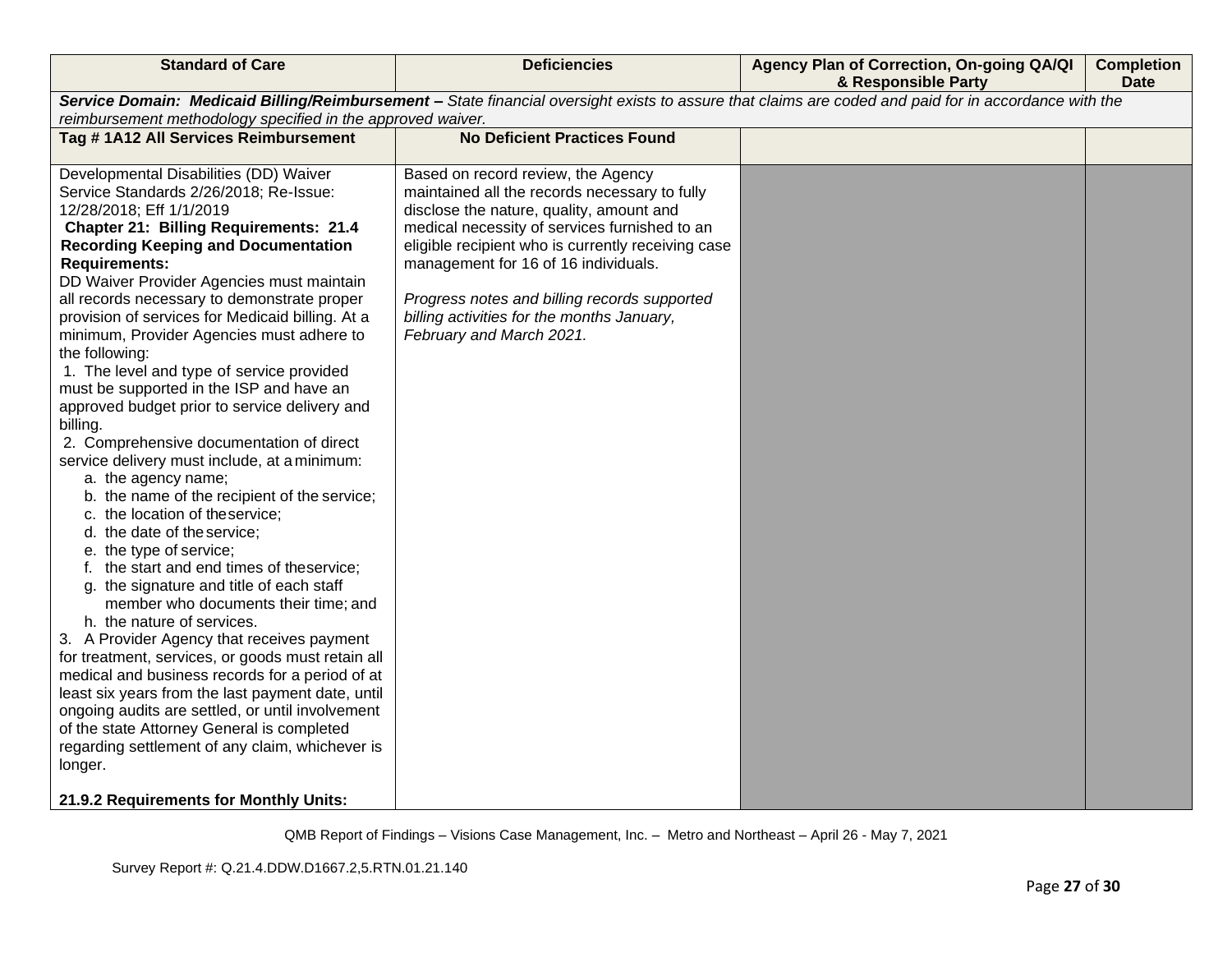| Standard of Care | Deficiencies | Agency Plan of Correction, On-going QA/QI & Responsible Party | Completion Date |
|---|---|---|---|
| ***Service Domain: Medicaid Billing/Reimbursement –*** *State financial oversight exists to assure that claims are coded and paid for in accordance with the reimbursement methodology specified in the approved waiver.* | | | |
| **Tag # 1A12 All Services Reimbursement** | **No Deficient Practices Found** | | |
| Developmental Disabilities (DD) Waiver Service Standards 2/26/2018; Re-Issue: 12/28/2018; Eff 1/1/2019<br>**Chapter 21: Billing Requirements: 21.4 Recording Keeping and Documentation Requirements:**<br>DD Waiver Provider Agencies must maintain all records necessary to demonstrate proper provision of services for Medicaid billing. At a minimum, Provider Agencies must adhere to the following:<br>1. The level and type of service provided must be supported in the ISP and have an approved budget prior to service delivery and billing.<br>2. Comprehensive documentation of direct service delivery must include, at a minimum:<br>a. the agency name;<br>b. the name of the recipient of the service;<br>c. the location of the service;<br>d. the date of the service;<br>e. the type of service;<br>f. the start and end times of the service;<br>g. the signature and title of each staff member who documents their time; and<br>h. the nature of services.<br>3. A Provider Agency that receives payment for treatment, services, or goods must retain all medical and business records for a period of at least six years from the last payment date, until ongoing audits are settled, or until involvement of the state Attorney General is completed regarding settlement of any claim, whichever is longer.<br><br>**21.9.2 Requirements for Monthly Units:** | Based on record review, the Agency maintained all the records necessary to fully disclose the nature, quality, amount and medical necessity of services furnished to an eligible recipient who is currently receiving case management for 16 of 16 individuals.<br><br>*Progress notes and billing records supported billing activities for the months January, February and March 2021.* | | |

QMB Report of Findings – Visions Case Management, Inc. – Metro and Northeast – April 26 - May 7, 2021

Survey Report #: Q.21.4.DDW.D1667.2,5.RTN.01.21.140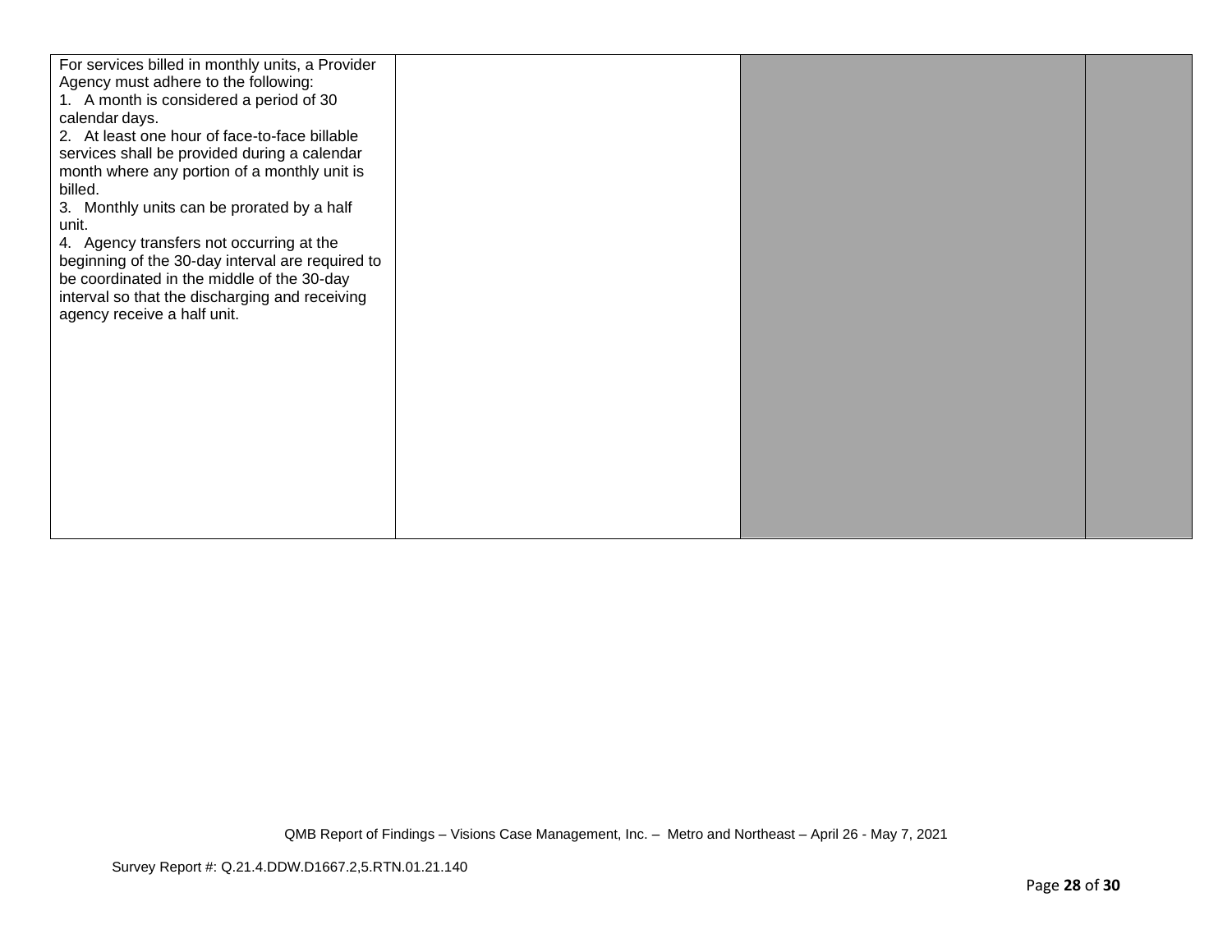| | | | |
|---|---|---|---|
| For services billed in monthly units, a Provider Agency must adhere to the following:<br>1. A month is considered a period of 30 calendar days.<br>2. At least one hour of face-to-face billable services shall be provided during a calendar month where any portion of a monthly unit is billed.<br>3. Monthly units can be prorated by a half unit.<br>4. Agency transfers not occurring at the beginning of the 30-day interval are required to be coordinated in the middle of the 30-day interval so that the discharging and receiving agency receive a half unit. | | | |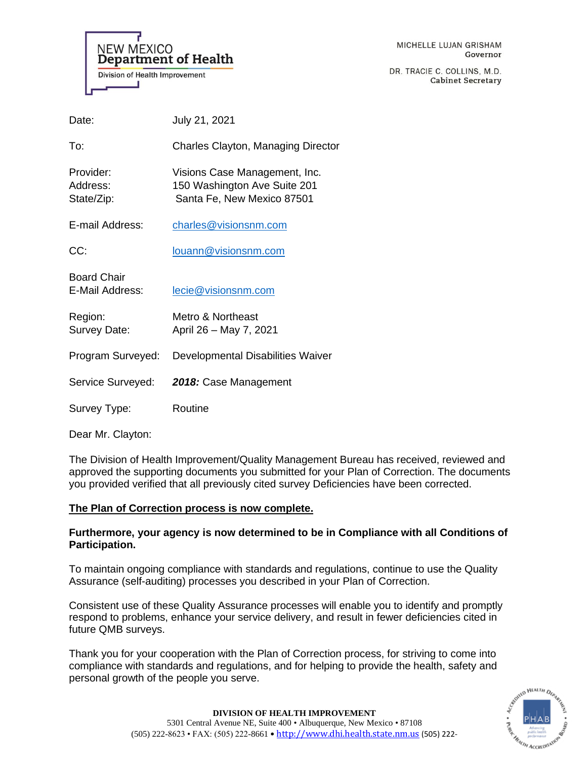NEW MEXICO
**Department of Health**
Division of Health Improvement

MICHELLE LUJAN GRISHAM
Governor

DR. TRACIE C. COLLINS, M.D.
Cabinet Secretary

| | |
|---|---|
| Date: | July 21, 2021 |
| To: | Charles Clayton, Managing Director |
| Provider: | Visions Case Management, Inc. |
| Address: | 150 Washington Ave Suite 201 |
| State/Zip: | Santa Fe, New Mexico 87501 |
| E-mail Address: | charles@visionsnm.com |
| CC: | louann@visionsnm.com |
| Board Chair E-Mail Address: | lecie@visionsnm.com |
| Region: | Metro & Northeast |
| Survey Date: | April 26 – May 7, 2021 |
| Program Surveyed: | Developmental Disabilities Waiver |
| Service Surveyed: | ***2018:*** Case Management |
| Survey Type: | Routine |

Dear Mr. Clayton:

The Division of Health Improvement/Quality Management Bureau has received, reviewed and approved the supporting documents you submitted for your Plan of Correction. The documents you provided verified that all previously cited survey Deficiencies have been corrected.

**<u>The Plan of Correction process is now complete.</u>**

**Furthermore, your agency is now determined to be in Compliance with all Conditions of Participation.**

To maintain ongoing compliance with standards and regulations, continue to use the Quality Assurance (self-auditing) processes you described in your Plan of Correction.

Consistent use of these Quality Assurance processes will enable you to identify and promptly respond to problems, enhance your service delivery, and result in fewer deficiencies cited in future QMB surveys.

Thank you for your cooperation with the Plan of Correction process, for striving to come into compliance with standards and regulations, and for helping to provide the health, safety and personal growth of the people you serve.

**DIVISION OF HEALTH IMPROVEMENT**
5301 Central Avenue NE, Suite 400 • Albuquerque, New Mexico • 87108
(505) 222-8623 • FAX: (505) 222-8661 • http://www.dhi.health.state.nm.us (505) 222-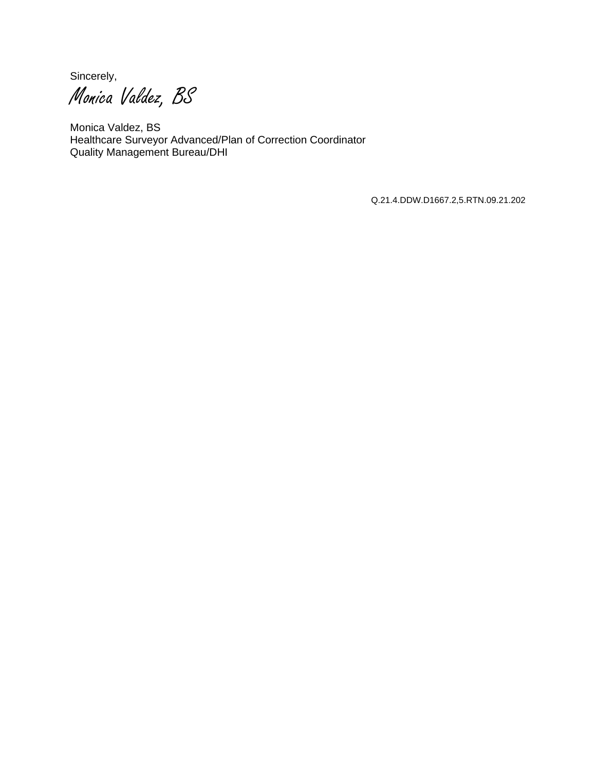Sincerely,

*Monica Valdez, BS*

Monica Valdez, BS
Healthcare Surveyor Advanced/Plan of Correction Coordinator
Quality Management Bureau/DHI

Q.21.4.DDW.D1667.2,5.RTN.09.21.202